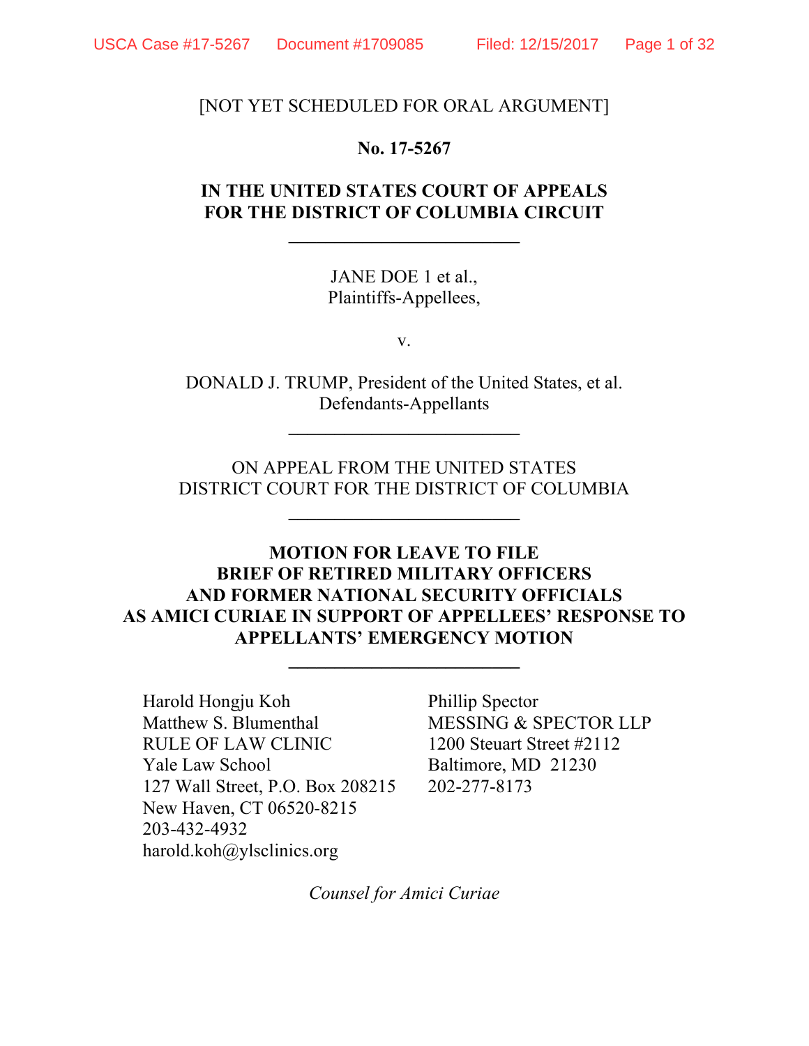[NOT YET SCHEDULED FOR ORAL ARGUMENT]

**No. 17-5267**

**IN THE UNITED STATES COURT OF APPEALS**
**FOR THE DISTRICT OF COLUMBIA CIRCUIT**

---

JANE DOE 1 et al.,
Plaintiffs-Appellees,

v.

DONALD J. TRUMP, President of the United States, et al.
Defendants-Appellants

---

ON APPEAL FROM THE UNITED STATES
DISTRICT COURT FOR THE DISTRICT OF COLUMBIA

---

**MOTION FOR LEAVE TO FILE**
**BRIEF OF RETIRED MILITARY OFFICERS**
**AND FORMER NATIONAL SECURITY OFFICIALS**
**AS AMICI CURIAE IN SUPPORT OF APPELLEES' RESPONSE TO APPELLANTS' EMERGENCY MOTION**

---

Harold Hongju Koh
Matthew S. Blumenthal
RULE OF LAW CLINIC
Yale Law School
127 Wall Street, P.O. Box 208215
New Haven, CT 06520-8215
203-432-4932
harold.koh@ylsclinics.org

Phillip Spector
MESSING & SPECTOR LLP
1200 Steuart Street #2112
Baltimore, MD 21230
202-277-8173

*Counsel for Amici Curiae*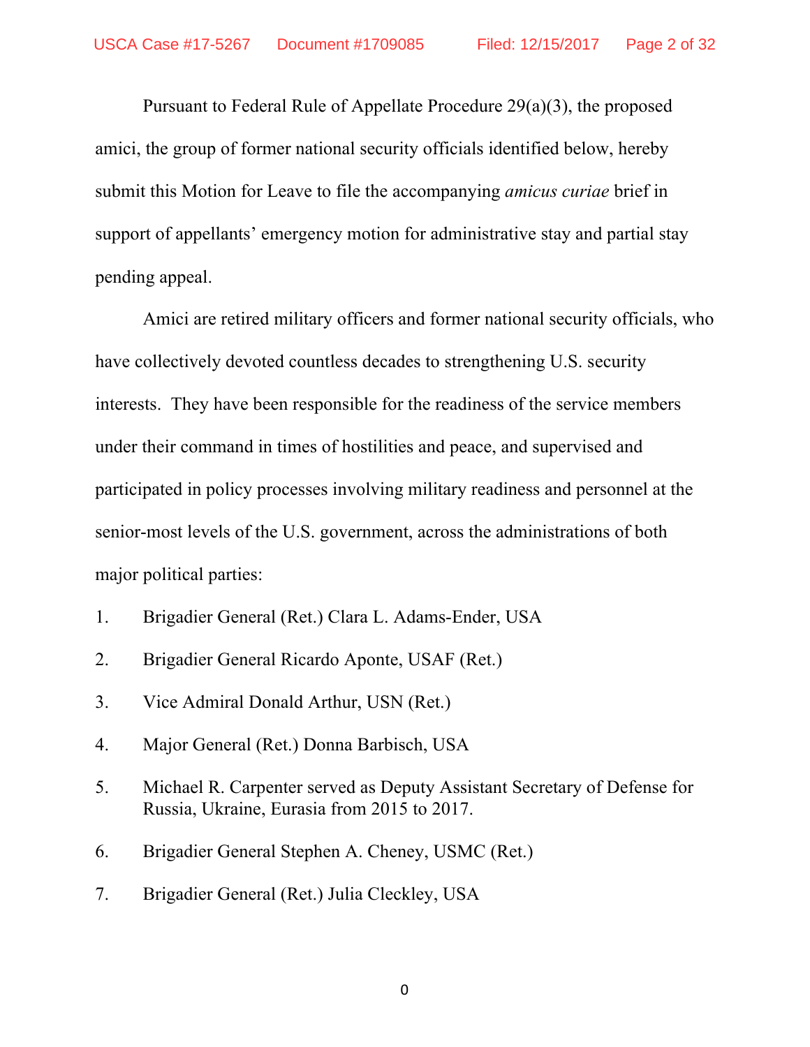Pursuant to Federal Rule of Appellate Procedure 29(a)(3), the proposed amici, the group of former national security officials identified below, hereby submit this Motion for Leave to file the accompanying *amicus curiae* brief in support of appellants' emergency motion for administrative stay and partial stay pending appeal.

Amici are retired military officers and former national security officials, who have collectively devoted countless decades to strengthening U.S. security interests. They have been responsible for the readiness of the service members under their command in times of hostilities and peace, and supervised and participated in policy processes involving military readiness and personnel at the senior-most levels of the U.S. government, across the administrations of both major political parties:

1. Brigadier General (Ret.) Clara L. Adams-Ender, USA
2. Brigadier General Ricardo Aponte, USAF (Ret.)
3. Vice Admiral Donald Arthur, USN (Ret.)
4. Major General (Ret.) Donna Barbisch, USA
5. Michael R. Carpenter served as Deputy Assistant Secretary of Defense for Russia, Ukraine, Eurasia from 2015 to 2017.
6. Brigadier General Stephen A. Cheney, USMC (Ret.)
7. Brigadier General (Ret.) Julia Cleckley, USA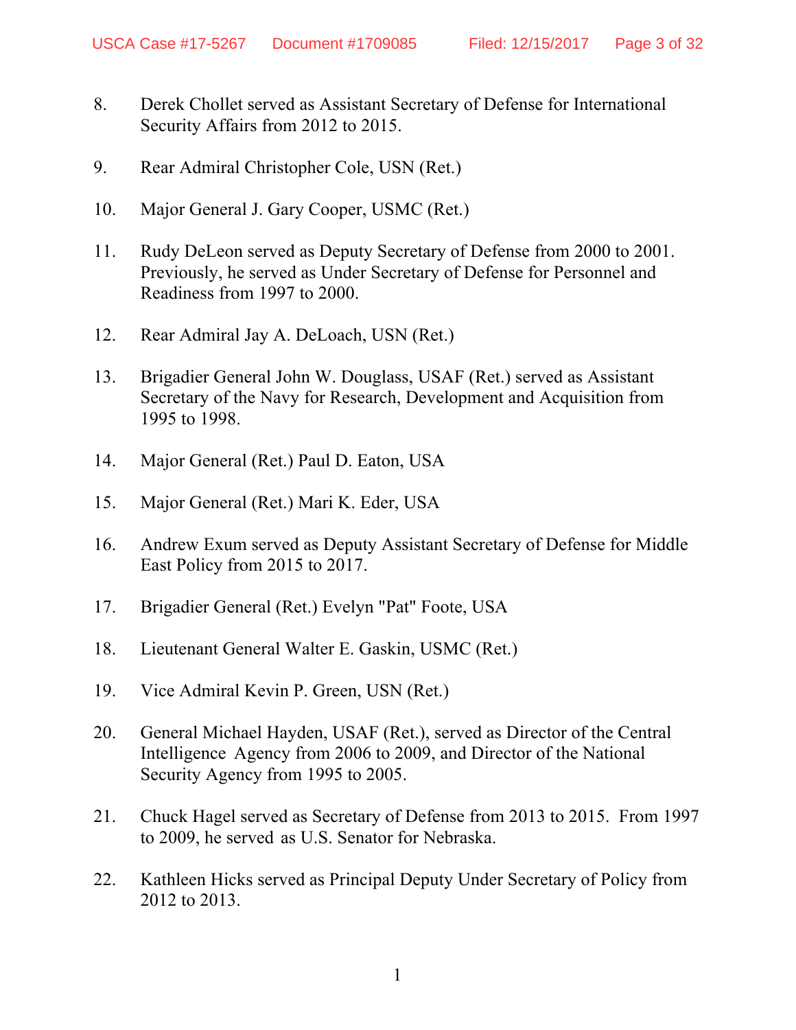8. Derek Chollet served as Assistant Secretary of Defense for International Security Affairs from 2012 to 2015.

9. Rear Admiral Christopher Cole, USN (Ret.)

10. Major General J. Gary Cooper, USMC (Ret.)

11. Rudy DeLeon served as Deputy Secretary of Defense from 2000 to 2001. Previously, he served as Under Secretary of Defense for Personnel and Readiness from 1997 to 2000.

12. Rear Admiral Jay A. DeLoach, USN (Ret.)

13. Brigadier General John W. Douglass, USAF (Ret.) served as Assistant Secretary of the Navy for Research, Development and Acquisition from 1995 to 1998.

14. Major General (Ret.) Paul D. Eaton, USA

15. Major General (Ret.) Mari K. Eder, USA

16. Andrew Exum served as Deputy Assistant Secretary of Defense for Middle East Policy from 2015 to 2017.

17. Brigadier General (Ret.) Evelyn "Pat" Foote, USA

18. Lieutenant General Walter E. Gaskin, USMC (Ret.)

19. Vice Admiral Kevin P. Green, USN (Ret.)

20. General Michael Hayden, USAF (Ret.), served as Director of the Central Intelligence Agency from 2006 to 2009, and Director of the National Security Agency from 1995 to 2005.

21. Chuck Hagel served as Secretary of Defense from 2013 to 2015. From 1997 to 2009, he served as U.S. Senator for Nebraska.

22. Kathleen Hicks served as Principal Deputy Under Secretary of Policy from 2012 to 2013.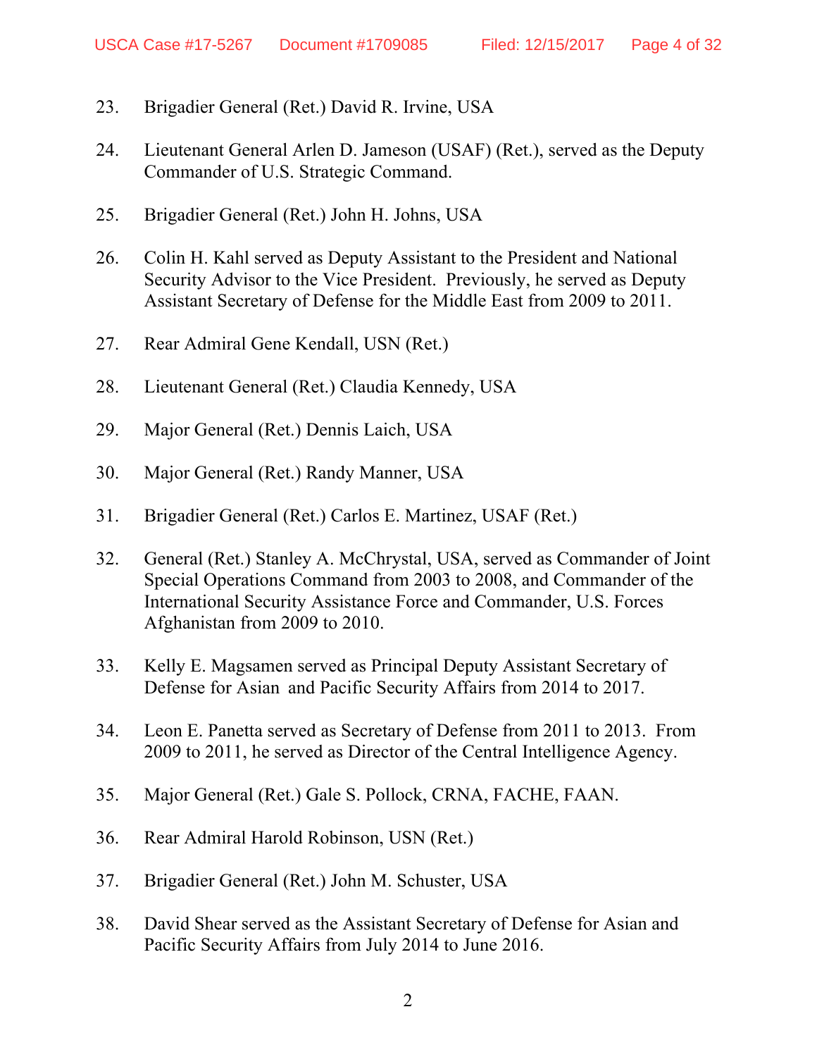23. Brigadier General (Ret.) David R. Irvine, USA

24. Lieutenant General Arlen D. Jameson (USAF) (Ret.), served as the Deputy Commander of U.S. Strategic Command.

25. Brigadier General (Ret.) John H. Johns, USA

26. Colin H. Kahl served as Deputy Assistant to the President and National Security Advisor to the Vice President. Previously, he served as Deputy Assistant Secretary of Defense for the Middle East from 2009 to 2011.

27. Rear Admiral Gene Kendall, USN (Ret.)

28. Lieutenant General (Ret.) Claudia Kennedy, USA

29. Major General (Ret.) Dennis Laich, USA

30. Major General (Ret.) Randy Manner, USA

31. Brigadier General (Ret.) Carlos E. Martinez, USAF (Ret.)

32. General (Ret.) Stanley A. McChrystal, USA, served as Commander of Joint Special Operations Command from 2003 to 2008, and Commander of the International Security Assistance Force and Commander, U.S. Forces Afghanistan from 2009 to 2010.

33. Kelly E. Magsamen served as Principal Deputy Assistant Secretary of Defense for Asian and Pacific Security Affairs from 2014 to 2017.

34. Leon E. Panetta served as Secretary of Defense from 2011 to 2013. From 2009 to 2011, he served as Director of the Central Intelligence Agency.

35. Major General (Ret.) Gale S. Pollock, CRNA, FACHE, FAAN.

36. Rear Admiral Harold Robinson, USN (Ret.)

37. Brigadier General (Ret.) John M. Schuster, USA

38. David Shear served as the Assistant Secretary of Defense for Asian and Pacific Security Affairs from July 2014 to June 2016.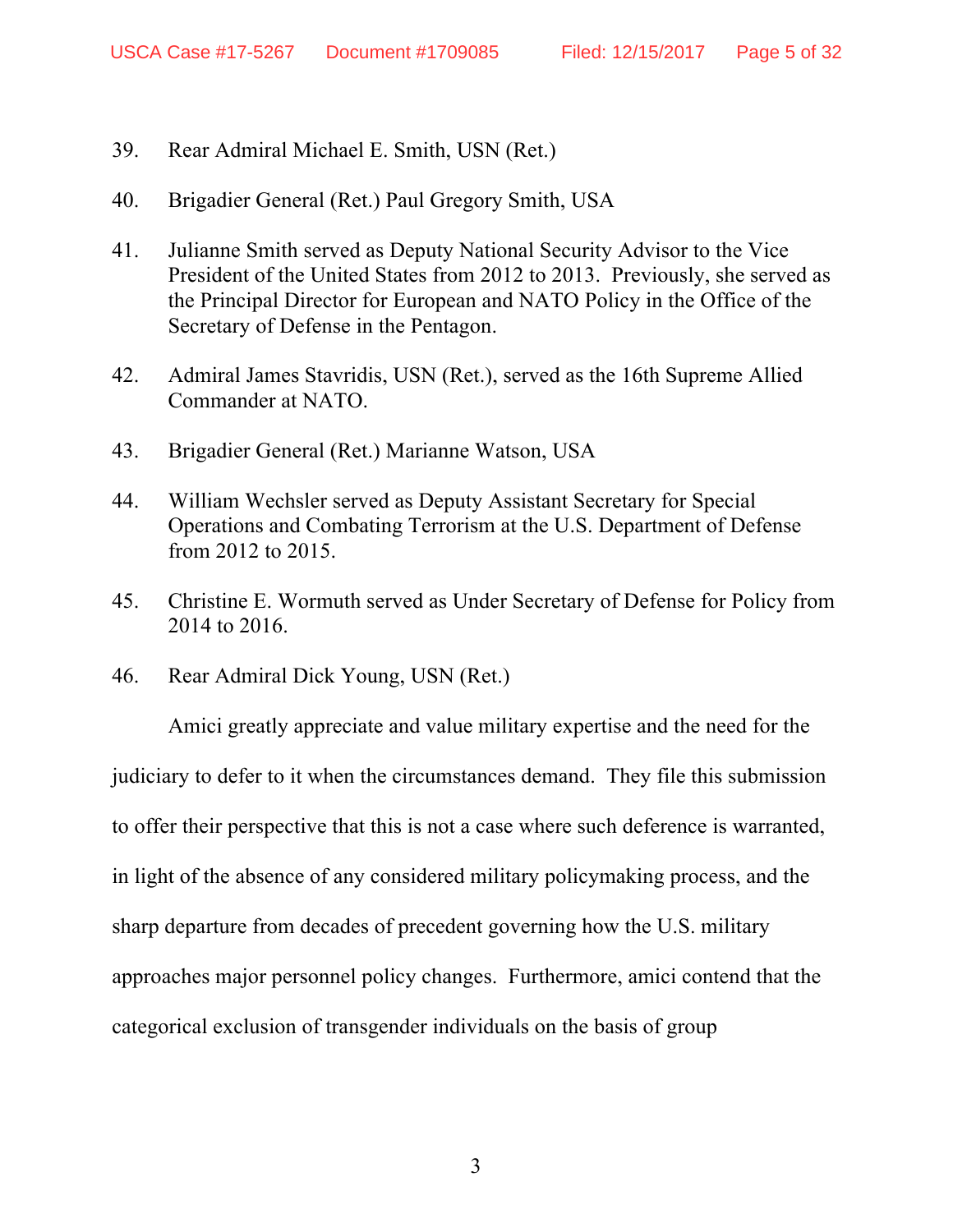39. Rear Admiral Michael E. Smith, USN (Ret.)

40. Brigadier General (Ret.) Paul Gregory Smith, USA

41. Julianne Smith served as Deputy National Security Advisor to the Vice President of the United States from 2012 to 2013. Previously, she served as the Principal Director for European and NATO Policy in the Office of the Secretary of Defense in the Pentagon.

42. Admiral James Stavridis, USN (Ret.), served as the 16th Supreme Allied Commander at NATO.

43. Brigadier General (Ret.) Marianne Watson, USA

44. William Wechsler served as Deputy Assistant Secretary for Special Operations and Combating Terrorism at the U.S. Department of Defense from 2012 to 2015.

45. Christine E. Wormuth served as Under Secretary of Defense for Policy from 2014 to 2016.

46. Rear Admiral Dick Young, USN (Ret.)

Amici greatly appreciate and value military expertise and the need for the judiciary to defer to it when the circumstances demand. They file this submission to offer their perspective that this is not a case where such deference is warranted, in light of the absence of any considered military policymaking process, and the sharp departure from decades of precedent governing how the U.S. military approaches major personnel policy changes. Furthermore, amici contend that the categorical exclusion of transgender individuals on the basis of group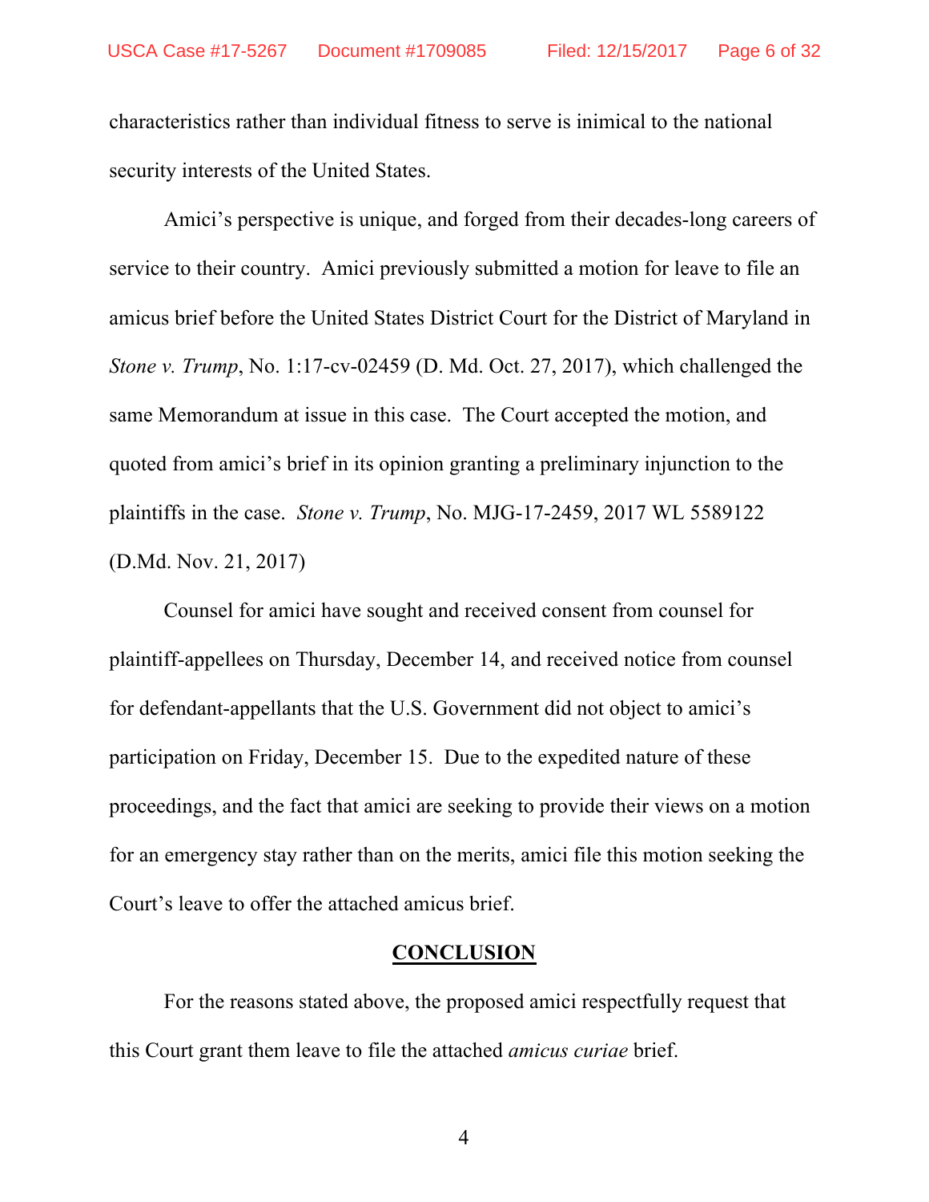characteristics rather than individual fitness to serve is inimical to the national security interests of the United States.

Amici's perspective is unique, and forged from their decades-long careers of service to their country. Amici previously submitted a motion for leave to file an amicus brief before the United States District Court for the District of Maryland in *Stone v. Trump*, No. 1:17-cv-02459 (D. Md. Oct. 27, 2017), which challenged the same Memorandum at issue in this case. The Court accepted the motion, and quoted from amici's brief in its opinion granting a preliminary injunction to the plaintiffs in the case. *Stone v. Trump*, No. MJG-17-2459, 2017 WL 5589122 (D.Md. Nov. 21, 2017)

Counsel for amici have sought and received consent from counsel for plaintiff-appellees on Thursday, December 14, and received notice from counsel for defendant-appellants that the U.S. Government did not object to amici's participation on Friday, December 15. Due to the expedited nature of these proceedings, and the fact that amici are seeking to provide their views on a motion for an emergency stay rather than on the merits, amici file this motion seeking the Court's leave to offer the attached amicus brief.

## CONCLUSION

For the reasons stated above, the proposed amici respectfully request that this Court grant them leave to file the attached *amicus curiae* brief.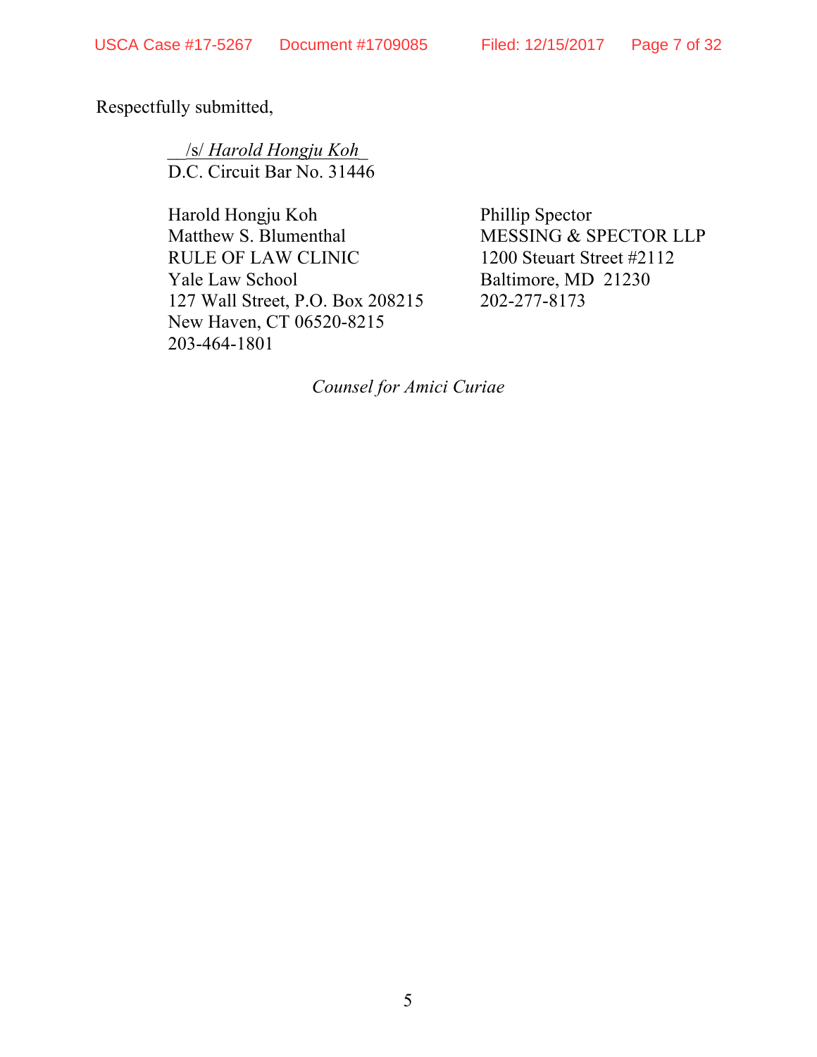Respectfully submitted,

__/s/ *Harold Hongju Koh*_
D.C. Circuit Bar No. 31446

Harold Hongju Koh
Matthew S. Blumenthal
RULE OF LAW CLINIC
Yale Law School
127 Wall Street, P.O. Box 208215
New Haven, CT 06520-8215
203-464-1801

Phillip Spector
MESSING & SPECTOR LLP
1200 Steuart Street #2112
Baltimore, MD 21230
202-277-8173

*Counsel for Amici Curiae*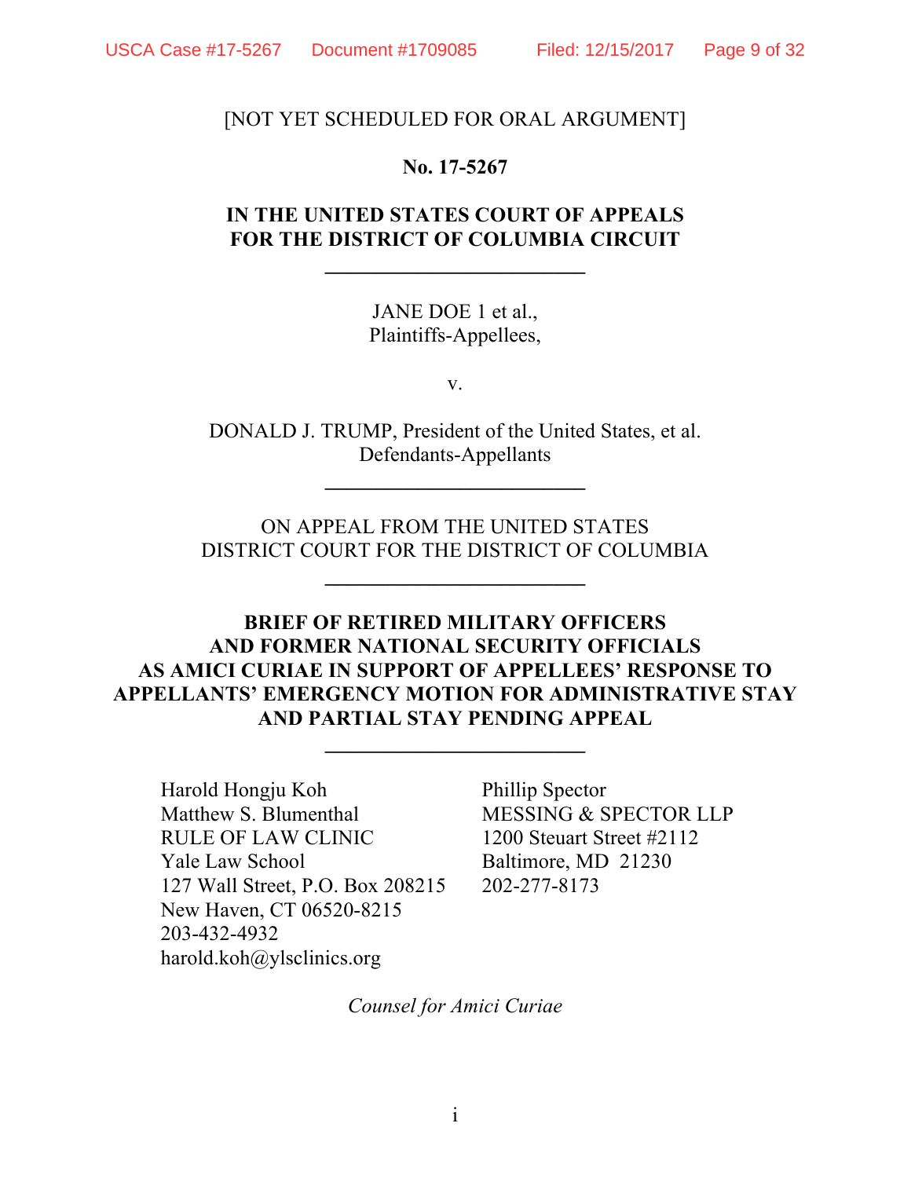[NOT YET SCHEDULED FOR ORAL ARGUMENT]

**No. 17-5267**

**IN THE UNITED STATES COURT OF APPEALS FOR THE DISTRICT OF COLUMBIA CIRCUIT**

---

JANE DOE 1 et al.,
Plaintiffs-Appellees,

v.

DONALD J. TRUMP, President of the United States, et al.
Defendants-Appellants

---

ON APPEAL FROM THE UNITED STATES DISTRICT COURT FOR THE DISTRICT OF COLUMBIA

---

**BRIEF OF RETIRED MILITARY OFFICERS AND FORMER NATIONAL SECURITY OFFICIALS AS AMICI CURIAE IN SUPPORT OF APPELLEES' RESPONSE TO APPELLANTS' EMERGENCY MOTION FOR ADMINISTRATIVE STAY AND PARTIAL STAY PENDING APPEAL**

---

Harold Hongju Koh
Matthew S. Blumenthal
RULE OF LAW CLINIC
Yale Law School
127 Wall Street, P.O. Box 208215
New Haven, CT 06520-8215
203-432-4932
harold.koh@ylsclinics.org

Phillip Spector
MESSING & SPECTOR LLP
1200 Steuart Street #2112
Baltimore, MD 21230
202-277-8173

*Counsel for Amici Curiae*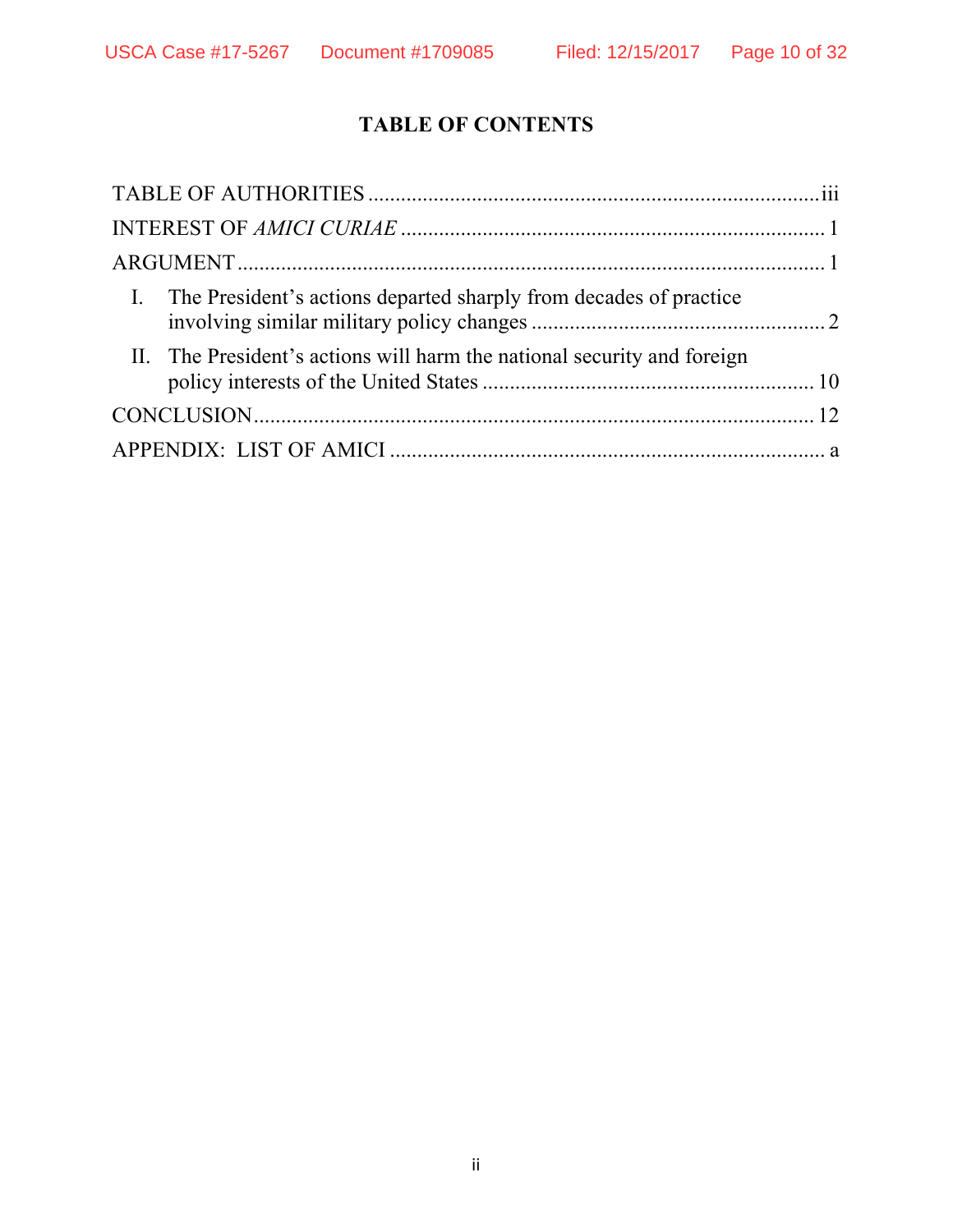# TABLE OF CONTENTS

TABLE OF AUTHORITIES .................................................................................iii

INTEREST OF *AMICI CURIAE* ............................................................................ 1

ARGUMENT ........................................................................................................... 1

I. The President's actions departed sharply from decades of practice involving similar military policy changes ..................................................... 2

II. The President's actions will harm the national security and foreign policy interests of the United States ............................................................ 10

CONCLUSION ..................................................................................................... 12

APPENDIX: LIST OF AMICI ............................................................................... a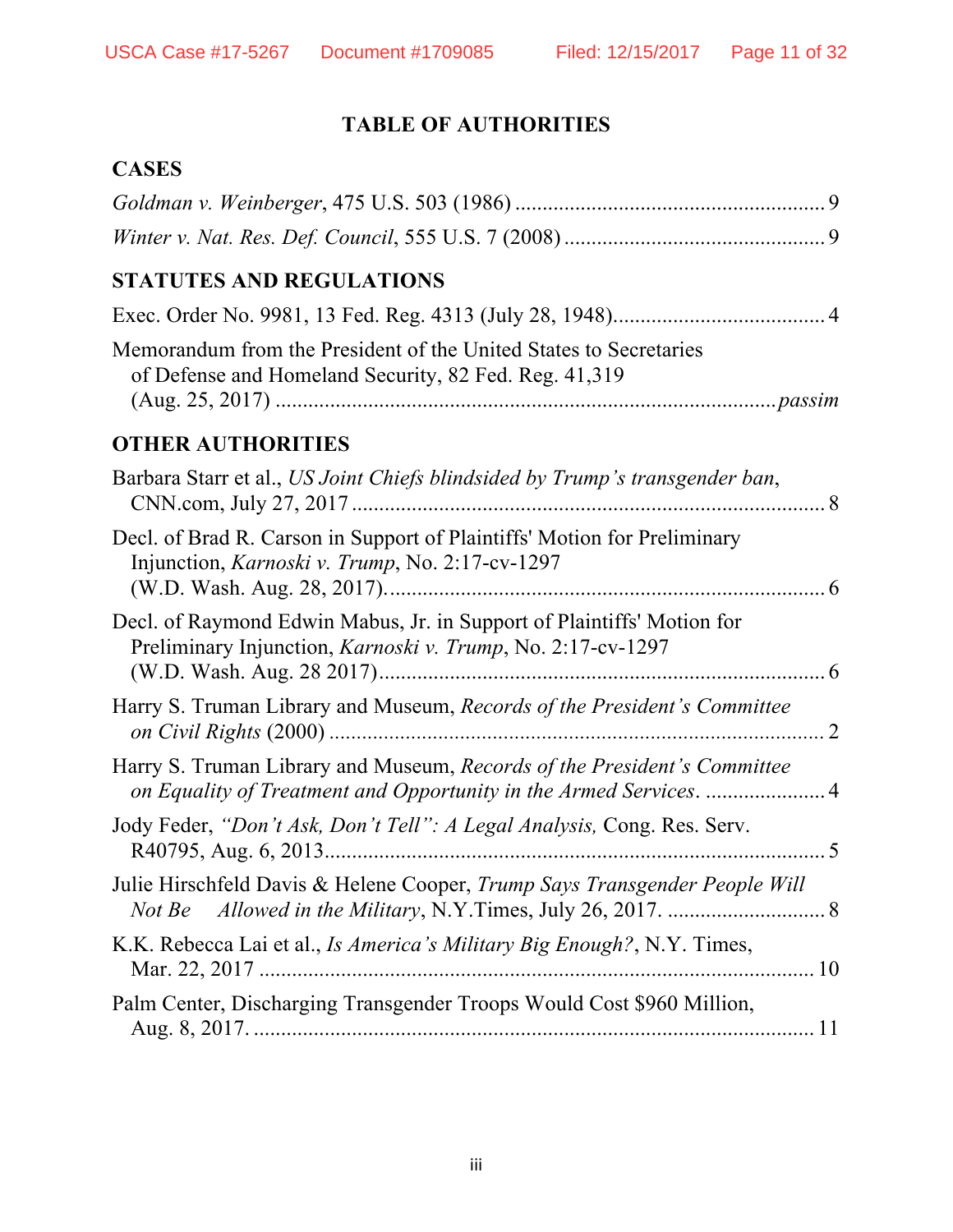# TABLE OF AUTHORITIES

## CASES

*Goldman v. Weinberger*, 475 U.S. 503 (1986) ........................................................ 9

*Winter v. Nat. Res. Def. Council*, 555 U.S. 7 (2008) ............................................... 9

## STATUTES AND REGULATIONS

Exec. Order No. 9981, 13 Fed. Reg. 4313 (July 28, 1948)...................................... 4

Memorandum from the President of the United States to Secretaries of Defense and Homeland Security, 82 Fed. Reg. 41,319 (Aug. 25, 2017) ......................................................................................... *passim*

## OTHER AUTHORITIES

Barbara Starr et al., *US Joint Chiefs blindsided by Trump's transgender ban*, CNN.com, July 27, 2017 ...................................................................................... 8

Decl. of Brad R. Carson in Support of Plaintiffs' Motion for Preliminary Injunction, *Karnoski v. Trump*, No. 2:17-cv-1297 (W.D. Wash. Aug. 28, 2017)................................................................................. 6

Decl. of Raymond Edwin Mabus, Jr. in Support of Plaintiffs' Motion for Preliminary Injunction, *Karnoski v. Trump*, No. 2:17-cv-1297 (W.D. Wash. Aug. 28 2017).................................................................................. 6

Harry S. Truman Library and Museum, *Records of the President's Committee on Civil Rights* (2000) .......................................................................... 2

Harry S. Truman Library and Museum, *Records of the President's Committee on Equality of Treatment and Opportunity in the Armed Services*. ...................... 4

Jody Feder, *"Don't Ask, Don't Tell": A Legal Analysis,* Cong. Res. Serv. R40795, Aug. 6, 2013........................................................................................... 5

Julie Hirschfeld Davis & Helene Cooper, *Trump Says Transgender People Will Not Be Allowed in the Military*, N.Y.Times, July 26, 2017. ............................. 8

K.K. Rebecca Lai et al., *Is America's Military Big Enough?*, N.Y. Times, Mar. 22, 2017 ..................................................................................... 10

Palm Center, Discharging Transgender Troops Would Cost $960 Million, Aug. 8, 2017. ...................................................................................... 11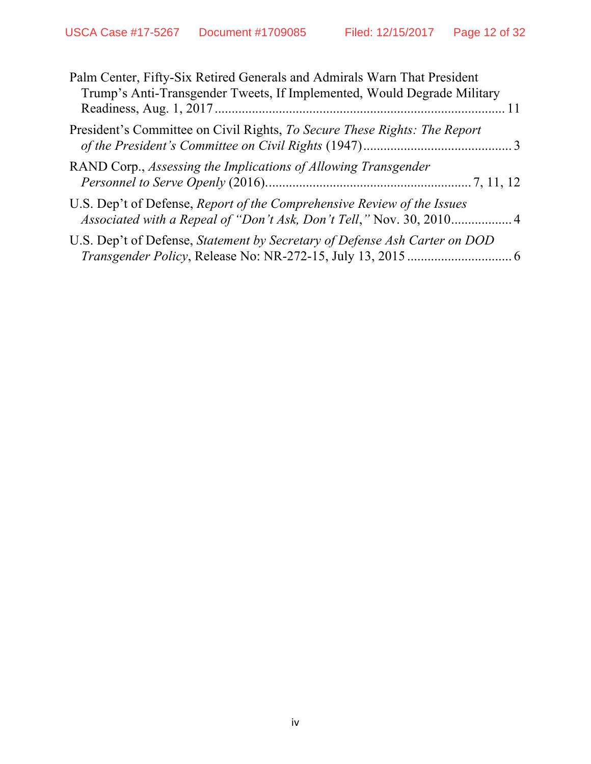Palm Center, Fifty-Six Retired Generals and Admirals Warn That President Trump's Anti-Transgender Tweets, If Implemented, Would Degrade Military Readiness, Aug. 1, 2017 ..................................................................................... 11

President's Committee on Civil Rights, *To Secure These Rights: The Report of the President's Committee on Civil Rights* (1947) ............................................ 3

RAND Corp., *Assessing the Implications of Allowing Transgender Personnel to Serve Openly* (2016). ........................................................... 7, 11, 12

U.S. Dep't of Defense, *Report of the Comprehensive Review of the Issues Associated with a Repeal of "Don't Ask, Don't Tell,"* Nov. 30, 2010.................. 4

U.S. Dep't of Defense, *Statement by Secretary of Defense Ash Carter on DOD Transgender Policy*, Release No: NR-272-15, July 13, 2015 ............................... 6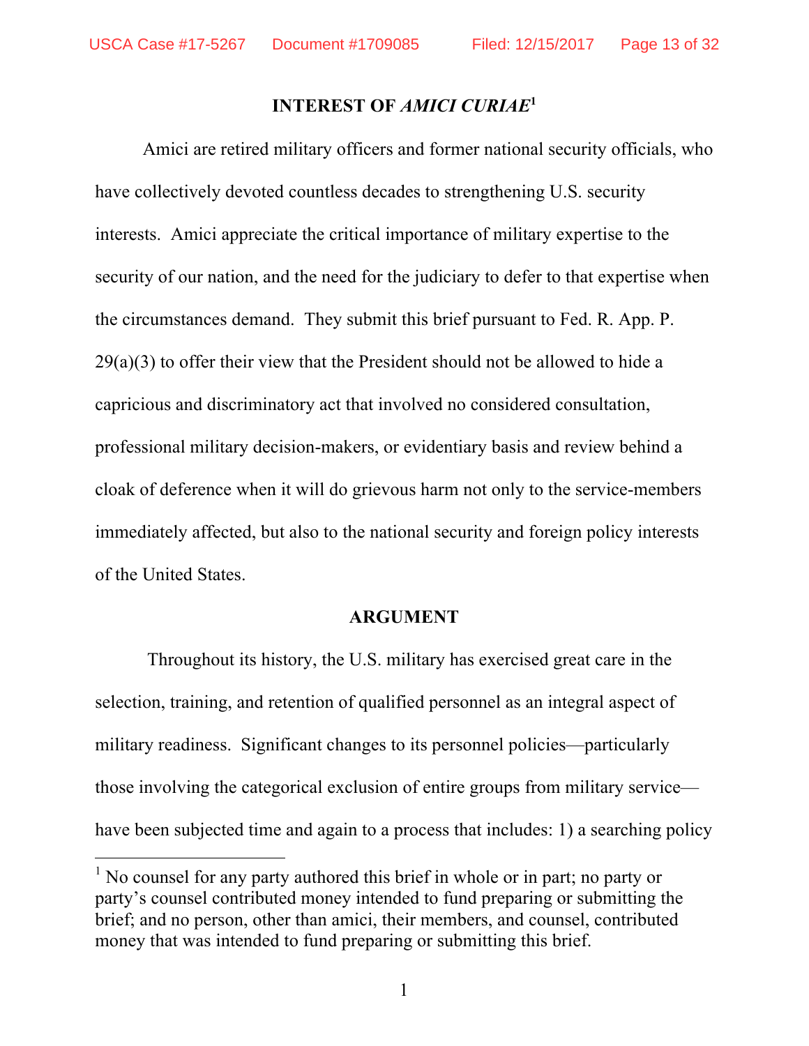## INTEREST OF *AMICI CURIAE*[1]

Amici are retired military officers and former national security officials, who have collectively devoted countless decades to strengthening U.S. security interests. Amici appreciate the critical importance of military expertise to the security of our nation, and the need for the judiciary to defer to that expertise when the circumstances demand. They submit this brief pursuant to Fed. R. App. P. 29(a)(3) to offer their view that the President should not be allowed to hide a capricious and discriminatory act that involved no considered consultation, professional military decision-makers, or evidentiary basis and review behind a cloak of deference when it will do grievous harm not only to the service-members immediately affected, but also to the national security and foreign policy interests of the United States.

## ARGUMENT

Throughout its history, the U.S. military has exercised great care in the selection, training, and retention of qualified personnel as an integral aspect of military readiness. Significant changes to its personnel policies—particularly those involving the categorical exclusion of entire groups from military service—have been subjected time and again to a process that includes: 1) a searching policy

---

[1] No counsel for any party authored this brief in whole or in part; no party or party's counsel contributed money intended to fund preparing or submitting the brief; and no person, other than amici, their members, and counsel, contributed money that was intended to fund preparing or submitting this brief.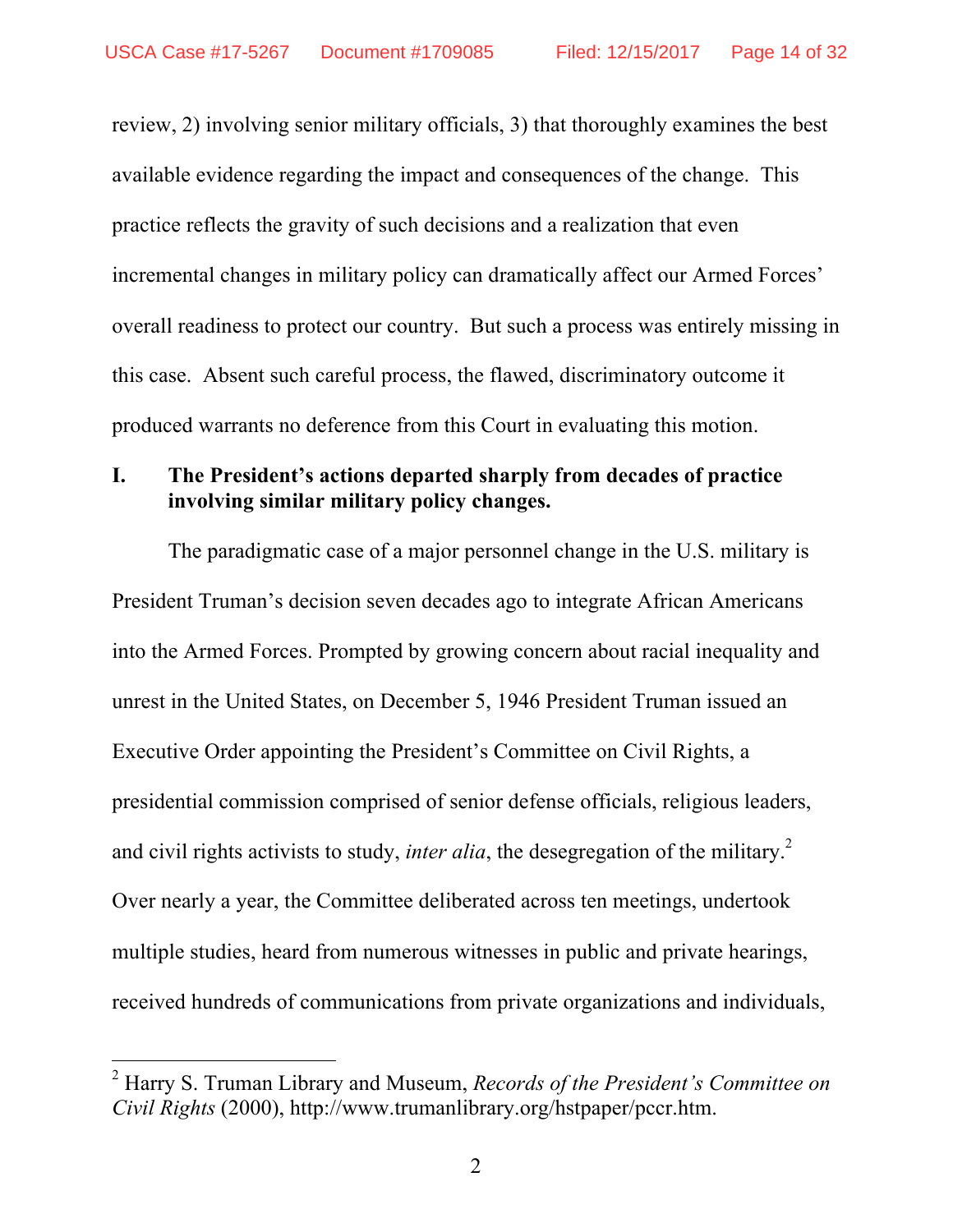review, 2) involving senior military officials, 3) that thoroughly examines the best available evidence regarding the impact and consequences of the change. This practice reflects the gravity of such decisions and a realization that even incremental changes in military policy can dramatically affect our Armed Forces' overall readiness to protect our country. But such a process was entirely missing in this case. Absent such careful process, the flawed, discriminatory outcome it produced warrants no deference from this Court in evaluating this motion.

## I. The President's actions departed sharply from decades of practice involving similar military policy changes.

The paradigmatic case of a major personnel change in the U.S. military is President Truman's decision seven decades ago to integrate African Americans into the Armed Forces. Prompted by growing concern about racial inequality and unrest in the United States, on December 5, 1946 President Truman issued an Executive Order appointing the President's Committee on Civil Rights, a presidential commission comprised of senior defense officials, religious leaders, and civil rights activists to study, *inter alia*, the desegregation of the military.[2] Over nearly a year, the Committee deliberated across ten meetings, undertook multiple studies, heard from numerous witnesses in public and private hearings, received hundreds of communications from private organizations and individuals,

---

[2] Harry S. Truman Library and Museum, *Records of the President's Committee on Civil Rights* (2000), http://www.trumanlibrary.org/hstpaper/pccr.htm.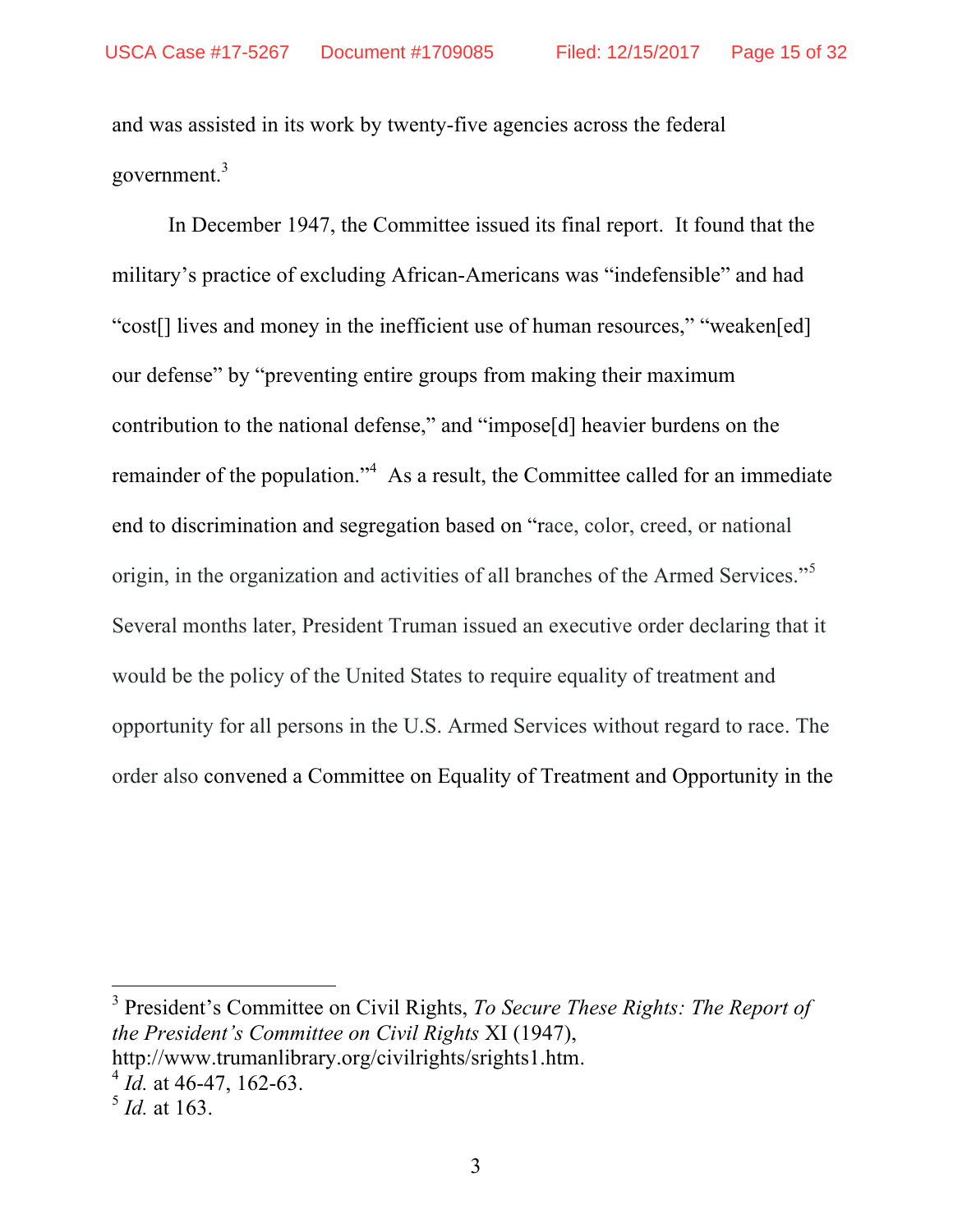and was assisted in its work by twenty-five agencies across the federal government.[3]

In December 1947, the Committee issued its final report. It found that the military's practice of excluding African-Americans was "indefensible" and had "cost[] lives and money in the inefficient use of human resources," "weaken[ed] our defense" by "preventing entire groups from making their maximum contribution to the national defense," and "impose[d] heavier burdens on the remainder of the population."[4] As a result, the Committee called for an immediate end to discrimination and segregation based on "race, color, creed, or national origin, in the organization and activities of all branches of the Armed Services."[5] Several months later, President Truman issued an executive order declaring that it would be the policy of the United States to require equality of treatment and opportunity for all persons in the U.S. Armed Services without regard to race. The order also convened a Committee on Equality of Treatment and Opportunity in the

---

[3] President's Committee on Civil Rights, *To Secure These Rights: The Report of the President's Committee on Civil Rights* XI (1947), http://www.trumanlibrary.org/civilrights/srights1.htm.

[4] *Id.* at 46-47, 162-63.

[5] *Id.* at 163.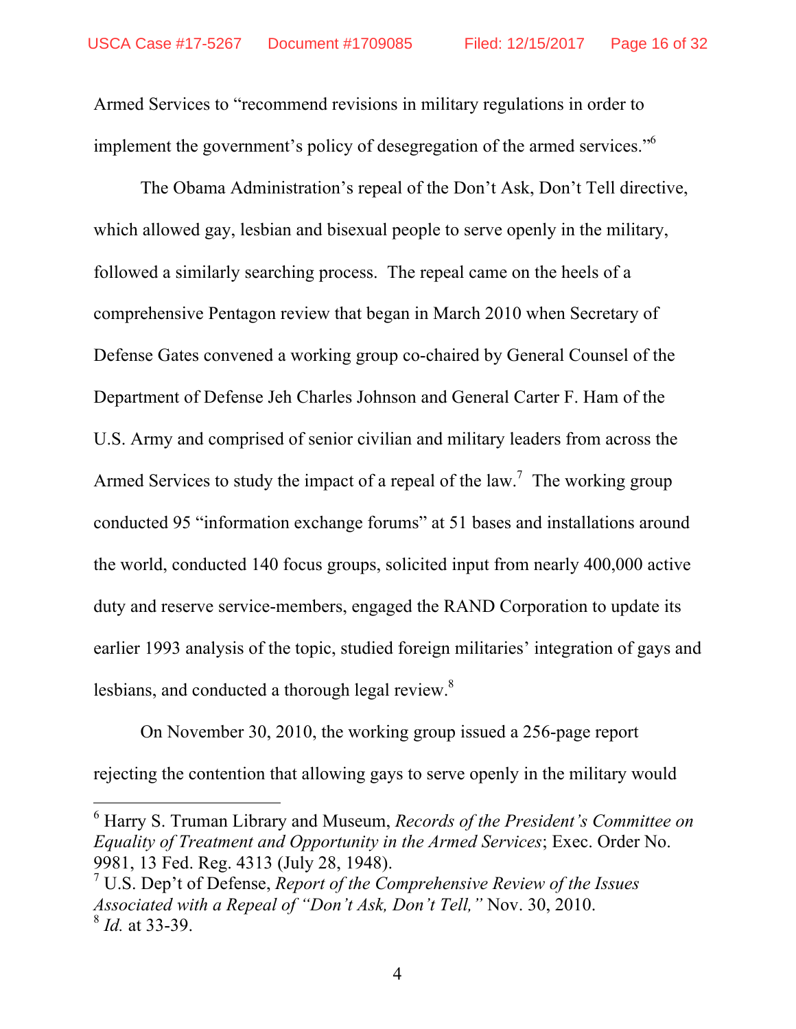Armed Services to "recommend revisions in military regulations in order to implement the government's policy of desegregation of the armed services."[6]

The Obama Administration's repeal of the Don't Ask, Don't Tell directive, which allowed gay, lesbian and bisexual people to serve openly in the military, followed a similarly searching process. The repeal came on the heels of a comprehensive Pentagon review that began in March 2010 when Secretary of Defense Gates convened a working group co-chaired by General Counsel of the Department of Defense Jeh Charles Johnson and General Carter F. Ham of the U.S. Army and comprised of senior civilian and military leaders from across the Armed Services to study the impact of a repeal of the law.[7] The working group conducted 95 "information exchange forums" at 51 bases and installations around the world, conducted 140 focus groups, solicited input from nearly 400,000 active duty and reserve service-members, engaged the RAND Corporation to update its earlier 1993 analysis of the topic, studied foreign militaries' integration of gays and lesbians, and conducted a thorough legal review.[8]

On November 30, 2010, the working group issued a 256-page report rejecting the contention that allowing gays to serve openly in the military would

---

[6] Harry S. Truman Library and Museum, *Records of the President's Committee on Equality of Treatment and Opportunity in the Armed Services*; Exec. Order No. 9981, 13 Fed. Reg. 4313 (July 28, 1948).

[7] U.S. Dep't of Defense, *Report of the Comprehensive Review of the Issues Associated with a Repeal of "Don't Ask, Don't Tell,"* Nov. 30, 2010.

[8] *Id.* at 33-39.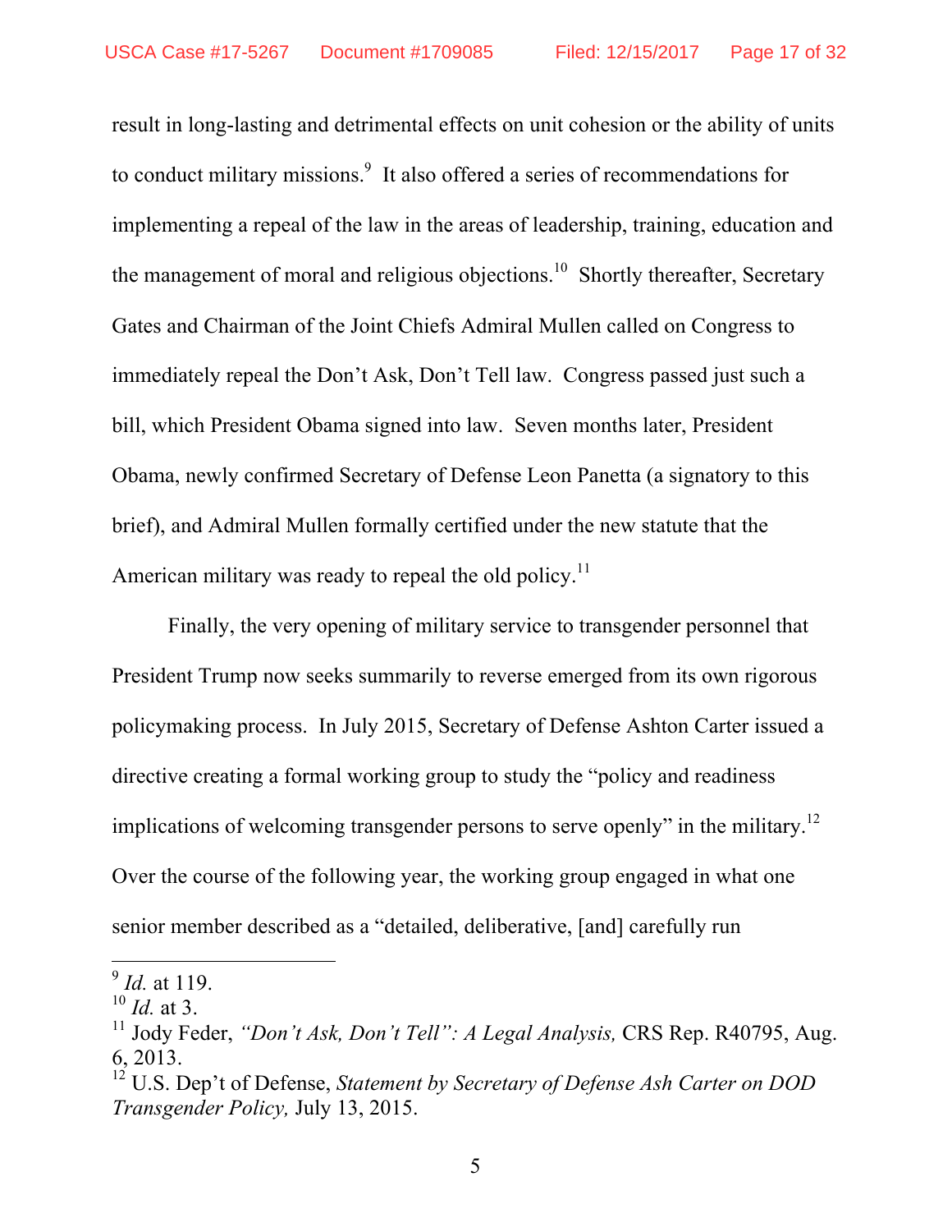result in long-lasting and detrimental effects on unit cohesion or the ability of units to conduct military missions.[9] It also offered a series of recommendations for implementing a repeal of the law in the areas of leadership, training, education and the management of moral and religious objections.[10] Shortly thereafter, Secretary Gates and Chairman of the Joint Chiefs Admiral Mullen called on Congress to immediately repeal the Don't Ask, Don't Tell law. Congress passed just such a bill, which President Obama signed into law. Seven months later, President Obama, newly confirmed Secretary of Defense Leon Panetta (a signatory to this brief), and Admiral Mullen formally certified under the new statute that the American military was ready to repeal the old policy.[11]

Finally, the very opening of military service to transgender personnel that President Trump now seeks summarily to reverse emerged from its own rigorous policymaking process. In July 2015, Secretary of Defense Ashton Carter issued a directive creating a formal working group to study the "policy and readiness implications of welcoming transgender persons to serve openly" in the military.[12] Over the course of the following year, the working group engaged in what one senior member described as a "detailed, deliberative, [and] carefully run

---

[9] *Id.* at 119.

[10] *Id.* at 3.

[11] Jody Feder, *"Don't Ask, Don't Tell": A Legal Analysis,* CRS Rep. R40795, Aug. 6, 2013.

[12] U.S. Dep't of Defense, *Statement by Secretary of Defense Ash Carter on DOD Transgender Policy,* July 13, 2015.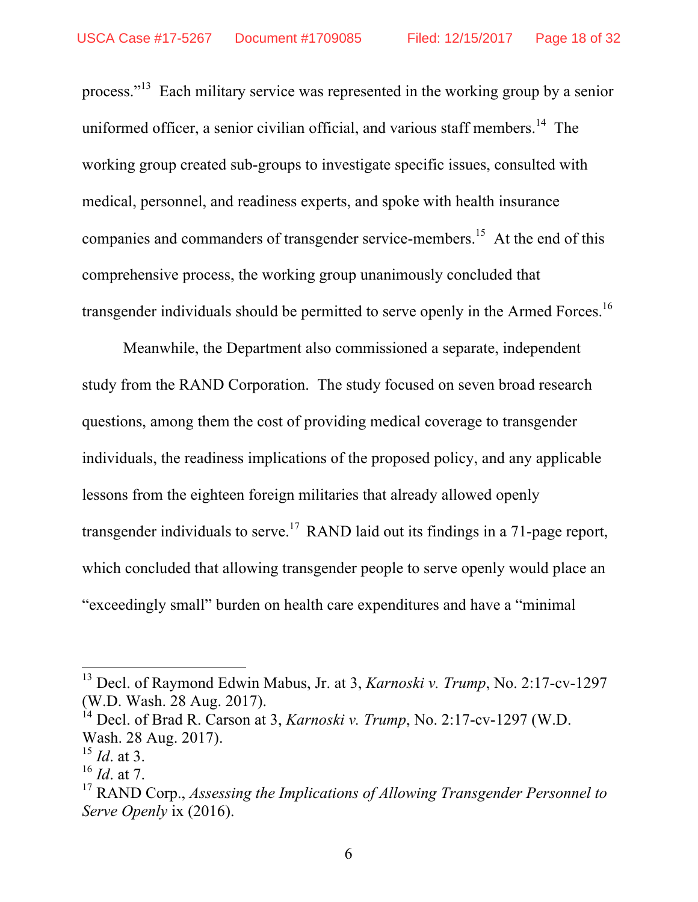process."[13] Each military service was represented in the working group by a senior uniformed officer, a senior civilian official, and various staff members.[14] The working group created sub-groups to investigate specific issues, consulted with medical, personnel, and readiness experts, and spoke with health insurance companies and commanders of transgender service-members.[15] At the end of this comprehensive process, the working group unanimously concluded that transgender individuals should be permitted to serve openly in the Armed Forces.[16]

Meanwhile, the Department also commissioned a separate, independent study from the RAND Corporation. The study focused on seven broad research questions, among them the cost of providing medical coverage to transgender individuals, the readiness implications of the proposed policy, and any applicable lessons from the eighteen foreign militaries that already allowed openly transgender individuals to serve.[17] RAND laid out its findings in a 71-page report, which concluded that allowing transgender people to serve openly would place an "exceedingly small" burden on health care expenditures and have a "minimal

---

[13] Decl. of Raymond Edwin Mabus, Jr. at 3, *Karnoski v. Trump*, No. 2:17-cv-1297 (W.D. Wash. 28 Aug. 2017).

[14] Decl. of Brad R. Carson at 3, *Karnoski v. Trump*, No. 2:17-cv-1297 (W.D. Wash. 28 Aug. 2017).

[15] *Id*. at 3.

[16] *Id*. at 7.

[17] RAND Corp., *Assessing the Implications of Allowing Transgender Personnel to Serve Openly* ix (2016).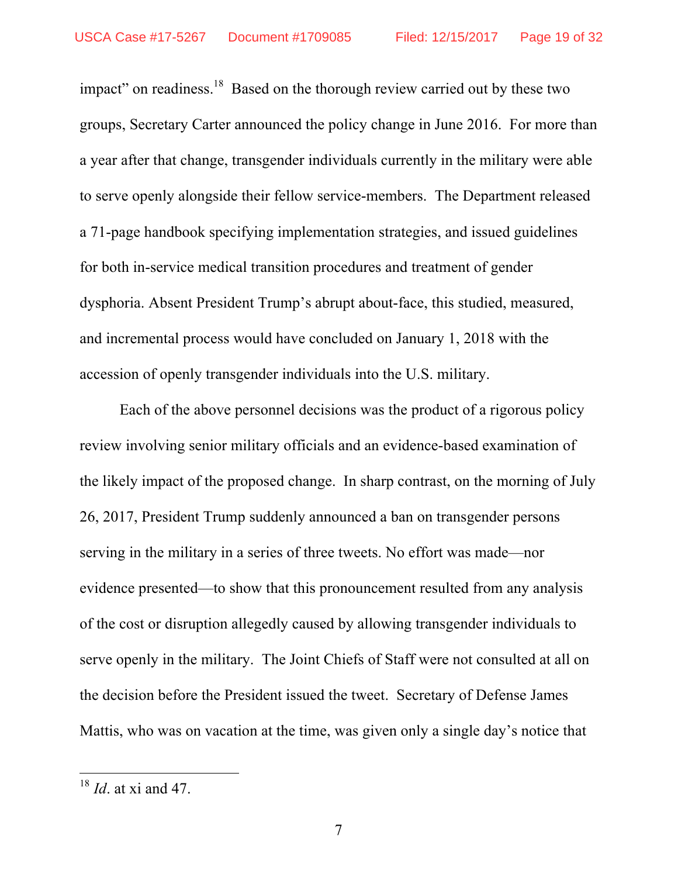impact" on readiness.[18] Based on the thorough review carried out by these two groups, Secretary Carter announced the policy change in June 2016. For more than a year after that change, transgender individuals currently in the military were able to serve openly alongside their fellow service-members. The Department released a 71-page handbook specifying implementation strategies, and issued guidelines for both in-service medical transition procedures and treatment of gender dysphoria. Absent President Trump's abrupt about-face, this studied, measured, and incremental process would have concluded on January 1, 2018 with the accession of openly transgender individuals into the U.S. military.

Each of the above personnel decisions was the product of a rigorous policy review involving senior military officials and an evidence-based examination of the likely impact of the proposed change. In sharp contrast, on the morning of July 26, 2017, President Trump suddenly announced a ban on transgender persons serving in the military in a series of three tweets. No effort was made—nor evidence presented—to show that this pronouncement resulted from any analysis of the cost or disruption allegedly caused by allowing transgender individuals to serve openly in the military. The Joint Chiefs of Staff were not consulted at all on the decision before the President issued the tweet. Secretary of Defense James Mattis, who was on vacation at the time, was given only a single day's notice that

---

[18] *Id*. at xi and 47.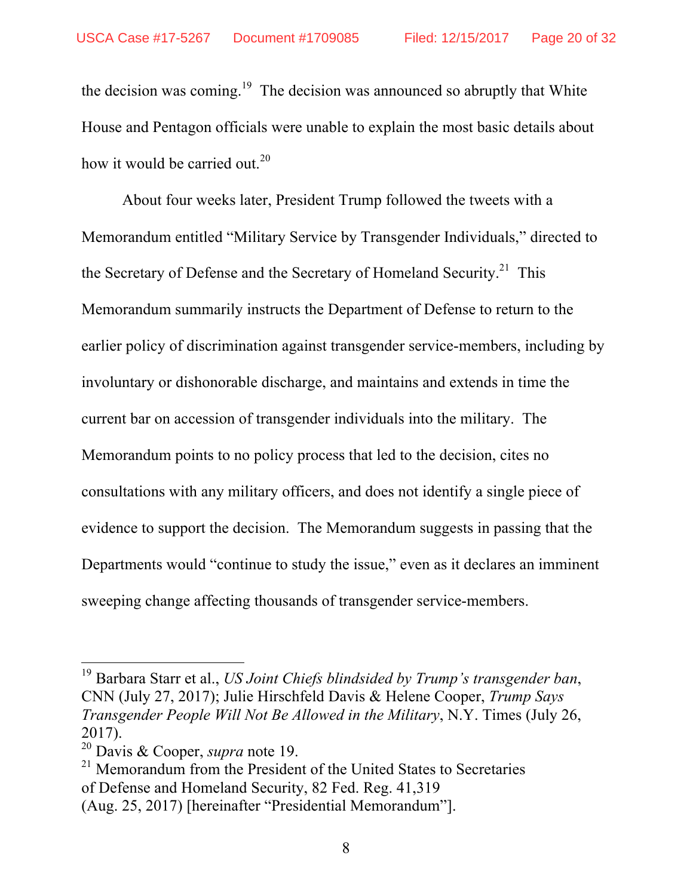the decision was coming.[19] The decision was announced so abruptly that White House and Pentagon officials were unable to explain the most basic details about how it would be carried out.[20]

About four weeks later, President Trump followed the tweets with a Memorandum entitled "Military Service by Transgender Individuals," directed to the Secretary of Defense and the Secretary of Homeland Security.[21] This Memorandum summarily instructs the Department of Defense to return to the earlier policy of discrimination against transgender service-members, including by involuntary or dishonorable discharge, and maintains and extends in time the current bar on accession of transgender individuals into the military. The Memorandum points to no policy process that led to the decision, cites no consultations with any military officers, and does not identify a single piece of evidence to support the decision. The Memorandum suggests in passing that the Departments would "continue to study the issue," even as it declares an imminent sweeping change affecting thousands of transgender service-members.

---

[19] Barbara Starr et al., *US Joint Chiefs blindsided by Trump's transgender ban*, CNN (July 27, 2017); Julie Hirschfeld Davis & Helene Cooper, *Trump Says Transgender People Will Not Be Allowed in the Military*, N.Y. Times (July 26, 2017).

[20] Davis & Cooper, *supra* note 19.

[21] Memorandum from the President of the United States to Secretaries of Defense and Homeland Security, 82 Fed. Reg. 41,319 (Aug. 25, 2017) [hereinafter "Presidential Memorandum"].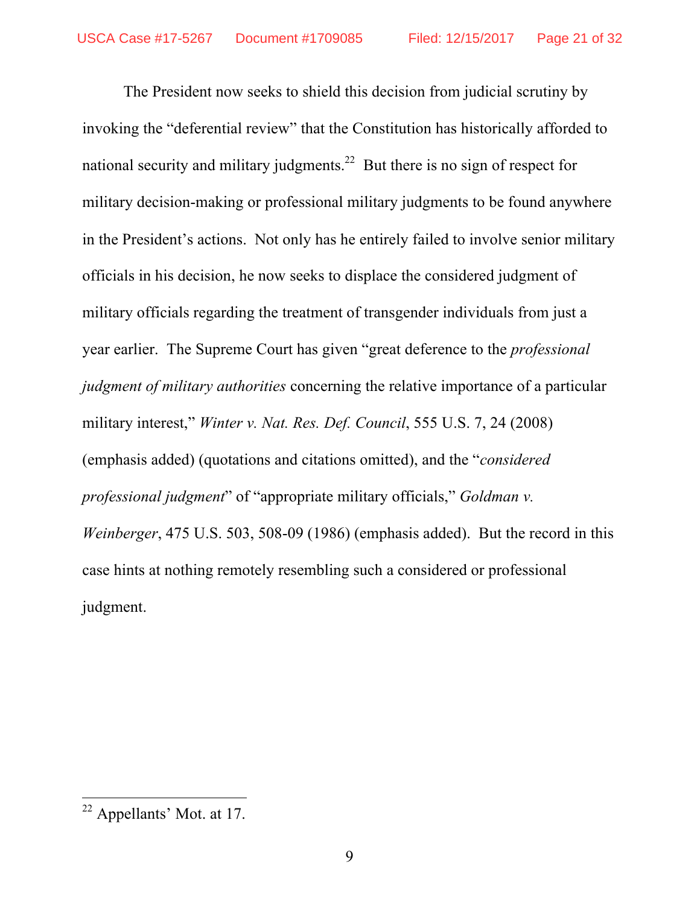The President now seeks to shield this decision from judicial scrutiny by invoking the "deferential review" that the Constitution has historically afforded to national security and military judgments.[22] But there is no sign of respect for military decision-making or professional military judgments to be found anywhere in the President's actions. Not only has he entirely failed to involve senior military officials in his decision, he now seeks to displace the considered judgment of military officials regarding the treatment of transgender individuals from just a year earlier. The Supreme Court has given "great deference to the *professional judgment of military authorities* concerning the relative importance of a particular military interest," *Winter v. Nat. Res. Def. Council*, 555 U.S. 7, 24 (2008) (emphasis added) (quotations and citations omitted), and the "*considered professional judgment*" of "appropriate military officials," *Goldman v. Weinberger*, 475 U.S. 503, 508-09 (1986) (emphasis added). But the record in this case hints at nothing remotely resembling such a considered or professional judgment.

---

[22] Appellants' Mot. at 17.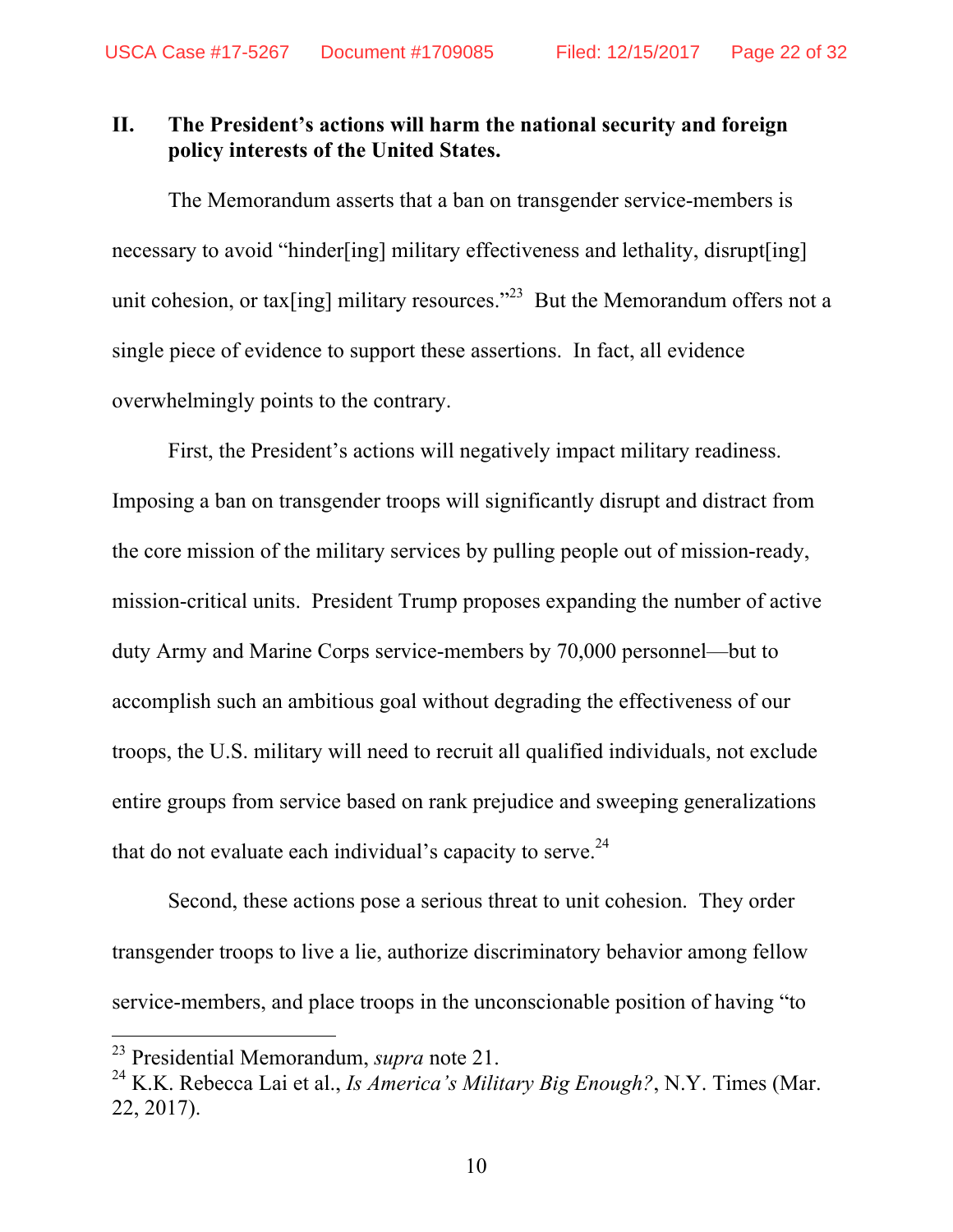## II. The President's actions will harm the national security and foreign policy interests of the United States.

The Memorandum asserts that a ban on transgender service-members is necessary to avoid "hinder[ing] military effectiveness and lethality, disrupt[ing] unit cohesion, or tax[ing] military resources."[23] But the Memorandum offers not a single piece of evidence to support these assertions. In fact, all evidence overwhelmingly points to the contrary.

First, the President's actions will negatively impact military readiness. Imposing a ban on transgender troops will significantly disrupt and distract from the core mission of the military services by pulling people out of mission-ready, mission-critical units. President Trump proposes expanding the number of active duty Army and Marine Corps service-members by 70,000 personnel—but to accomplish such an ambitious goal without degrading the effectiveness of our troops, the U.S. military will need to recruit all qualified individuals, not exclude entire groups from service based on rank prejudice and sweeping generalizations that do not evaluate each individual's capacity to serve.[24]

Second, these actions pose a serious threat to unit cohesion. They order transgender troops to live a lie, authorize discriminatory behavior among fellow service-members, and place troops in the unconscionable position of having "to

---

[23] Presidential Memorandum, *supra* note 21.

[24] K.K. Rebecca Lai et al., *Is America's Military Big Enough?*, N.Y. Times (Mar. 22, 2017).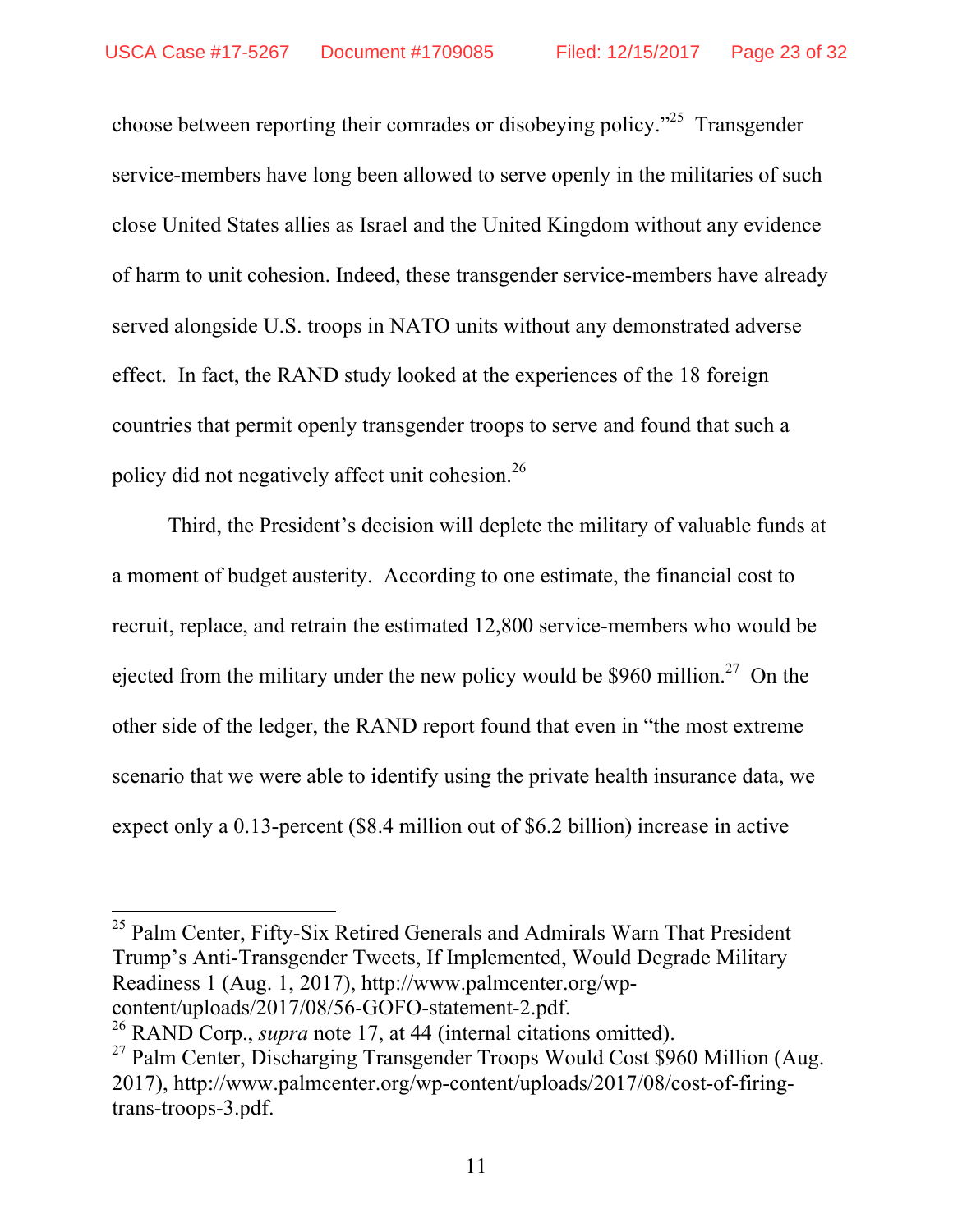choose between reporting their comrades or disobeying policy."[25] Transgender service-members have long been allowed to serve openly in the militaries of such close United States allies as Israel and the United Kingdom without any evidence of harm to unit cohesion. Indeed, these transgender service-members have already served alongside U.S. troops in NATO units without any demonstrated adverse effect. In fact, the RAND study looked at the experiences of the 18 foreign countries that permit openly transgender troops to serve and found that such a policy did not negatively affect unit cohesion.[26]

Third, the President's decision will deplete the military of valuable funds at a moment of budget austerity. According to one estimate, the financial cost to recruit, replace, and retrain the estimated 12,800 service-members who would be ejected from the military under the new policy would be $960 million.[27] On the other side of the ledger, the RAND report found that even in "the most extreme scenario that we were able to identify using the private health insurance data, we expect only a 0.13-percent ($8.4 million out of $6.2 billion) increase in active

---

[25] Palm Center, Fifty-Six Retired Generals and Admirals Warn That President Trump's Anti-Transgender Tweets, If Implemented, Would Degrade Military Readiness 1 (Aug. 1, 2017), http://www.palmcenter.org/wp-content/uploads/2017/08/56-GOFO-statement-2.pdf.

[26] RAND Corp., *supra* note 17, at 44 (internal citations omitted).

[27] Palm Center, Discharging Transgender Troops Would Cost $960 Million (Aug. 2017), http://www.palmcenter.org/wp-content/uploads/2017/08/cost-of-firing-trans-troops-3.pdf.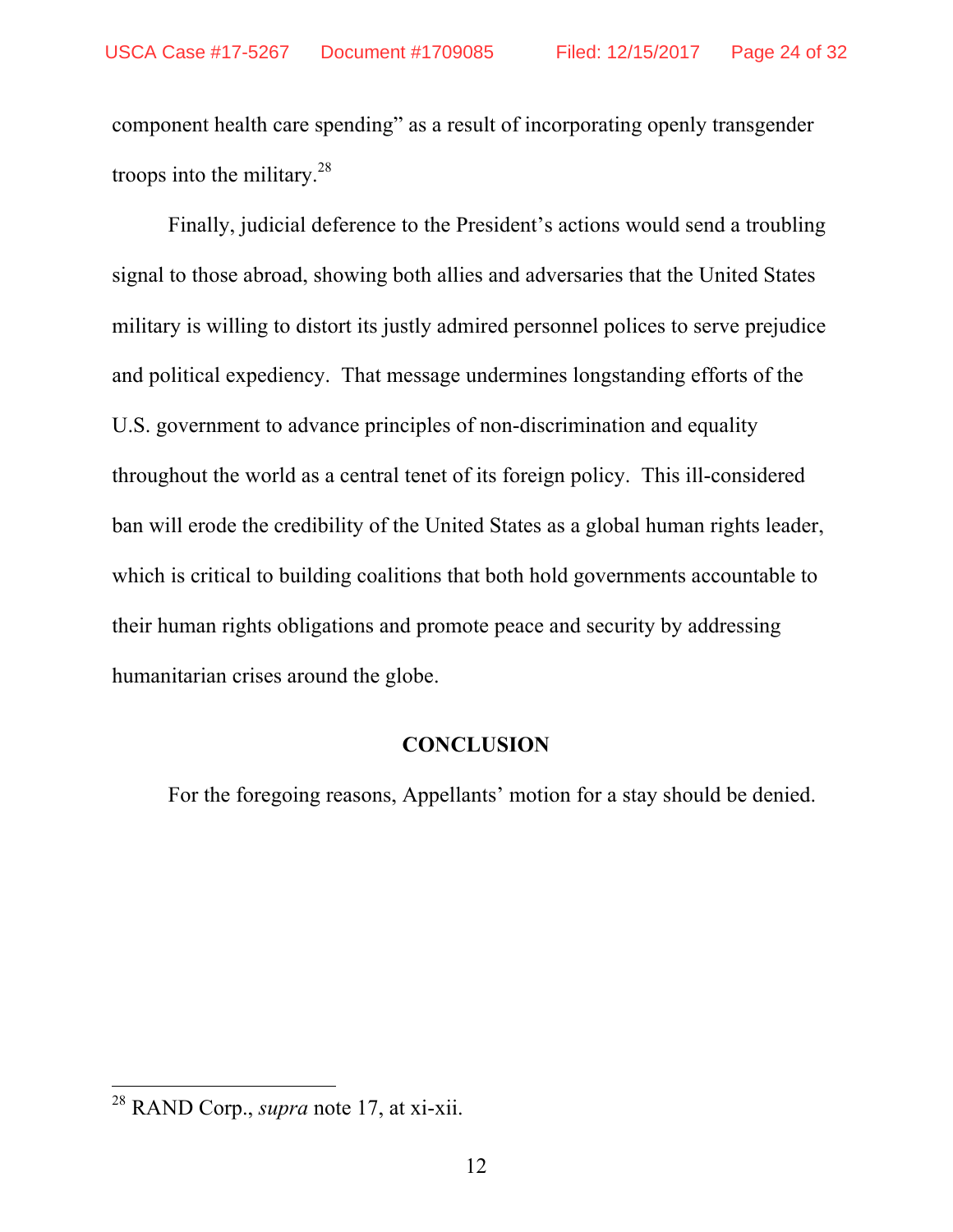component health care spending" as a result of incorporating openly transgender troops into the military.[28]

Finally, judicial deference to the President's actions would send a troubling signal to those abroad, showing both allies and adversaries that the United States military is willing to distort its justly admired personnel polices to serve prejudice and political expediency. That message undermines longstanding efforts of the U.S. government to advance principles of non-discrimination and equality throughout the world as a central tenet of its foreign policy. This ill-considered ban will erode the credibility of the United States as a global human rights leader, which is critical to building coalitions that both hold governments accountable to their human rights obligations and promote peace and security by addressing humanitarian crises around the globe.

## CONCLUSION

For the foregoing reasons, Appellants' motion for a stay should be denied.

---

[28] RAND Corp., *supra* note 17, at xi-xii.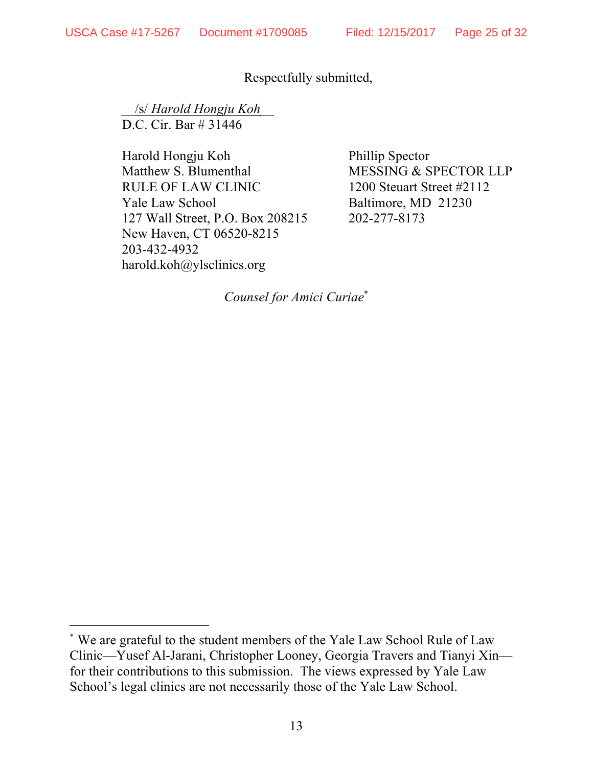Respectfully submitted,

\_\_/s/ *Harold Hongju Koh*\_\_
D.C. Cir. Bar # 31446

Harold Hongju Koh
Matthew S. Blumenthal
RULE OF LAW CLINIC
Yale Law School
127 Wall Street, P.O. Box 208215
New Haven, CT 06520-8215
203-432-4932
harold.koh@ylsclinics.org

Phillip Spector
MESSING & SPECTOR LLP
1200 Steuart Street #2112
Baltimore, MD 21230
202-277-8173

*Counsel for Amici Curiae*[*]

---

[*] We are grateful to the student members of the Yale Law School Rule of Law Clinic—Yusef Al-Jarani, Christopher Looney, Georgia Travers and Tianyi Xin—for their contributions to this submission. The views expressed by Yale Law School's legal clinics are not necessarily those of the Yale Law School.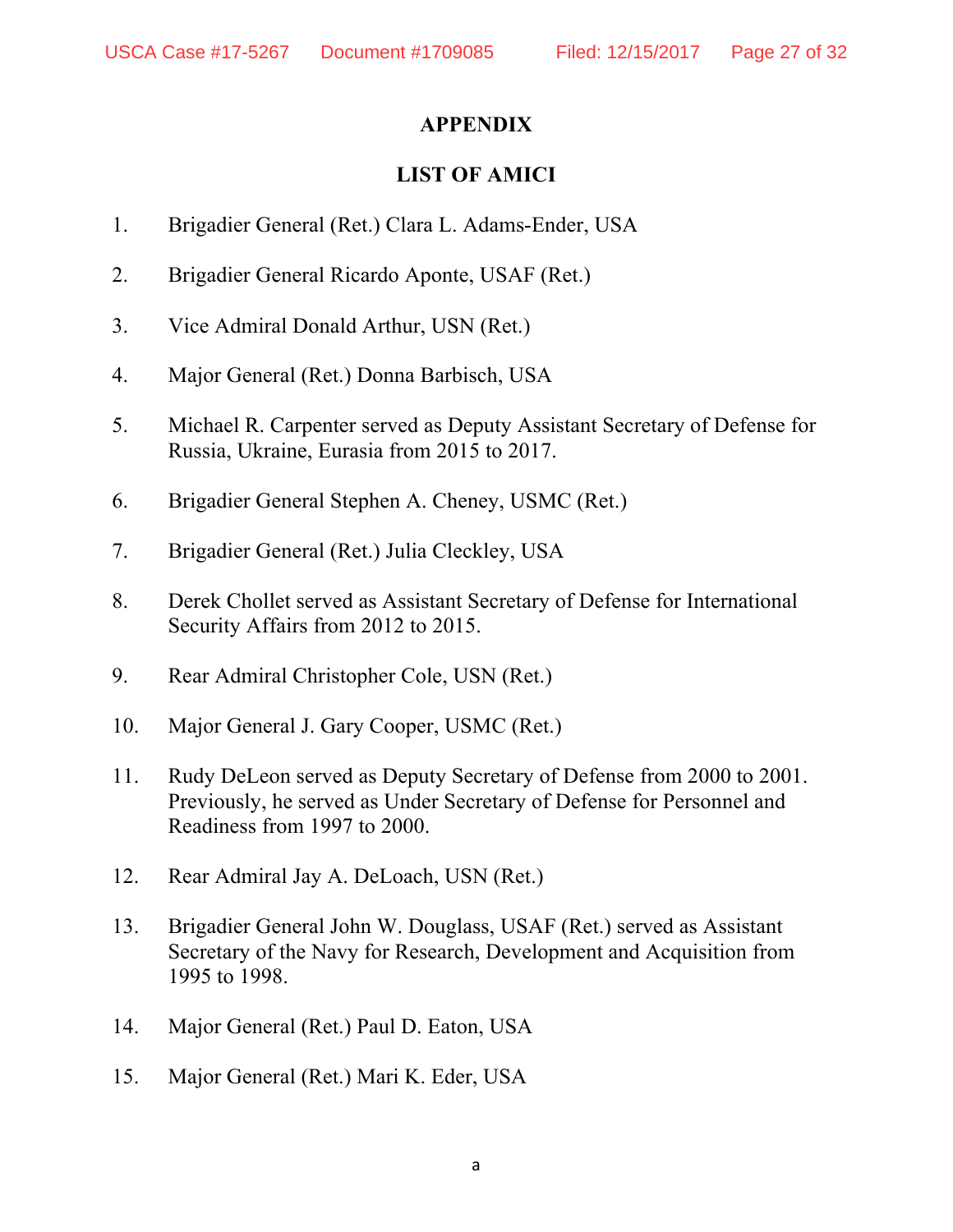## APPENDIX

## LIST OF AMICI

1. Brigadier General (Ret.) Clara L. Adams-Ender, USA

2. Brigadier General Ricardo Aponte, USAF (Ret.)

3. Vice Admiral Donald Arthur, USN (Ret.)

4. Major General (Ret.) Donna Barbisch, USA

5. Michael R. Carpenter served as Deputy Assistant Secretary of Defense for Russia, Ukraine, Eurasia from 2015 to 2017.

6. Brigadier General Stephen A. Cheney, USMC (Ret.)

7. Brigadier General (Ret.) Julia Cleckley, USA

8. Derek Chollet served as Assistant Secretary of Defense for International Security Affairs from 2012 to 2015.

9. Rear Admiral Christopher Cole, USN (Ret.)

10. Major General J. Gary Cooper, USMC (Ret.)

11. Rudy DeLeon served as Deputy Secretary of Defense from 2000 to 2001. Previously, he served as Under Secretary of Defense for Personnel and Readiness from 1997 to 2000.

12. Rear Admiral Jay A. DeLoach, USN (Ret.)

13. Brigadier General John W. Douglass, USAF (Ret.) served as Assistant Secretary of the Navy for Research, Development and Acquisition from 1995 to 1998.

14. Major General (Ret.) Paul D. Eaton, USA

15. Major General (Ret.) Mari K. Eder, USA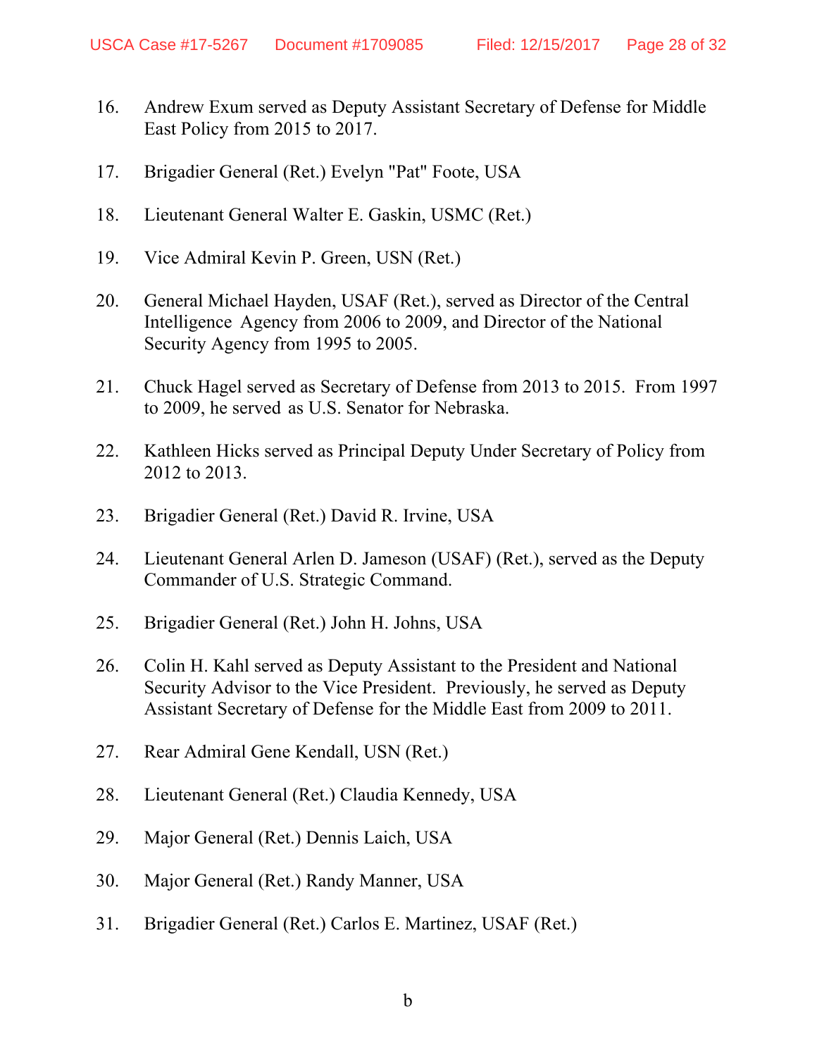16. Andrew Exum served as Deputy Assistant Secretary of Defense for Middle East Policy from 2015 to 2017.

17. Brigadier General (Ret.) Evelyn "Pat" Foote, USA

18. Lieutenant General Walter E. Gaskin, USMC (Ret.)

19. Vice Admiral Kevin P. Green, USN (Ret.)

20. General Michael Hayden, USAF (Ret.), served as Director of the Central Intelligence Agency from 2006 to 2009, and Director of the National Security Agency from 1995 to 2005.

21. Chuck Hagel served as Secretary of Defense from 2013 to 2015. From 1997 to 2009, he served as U.S. Senator for Nebraska.

22. Kathleen Hicks served as Principal Deputy Under Secretary of Policy from 2012 to 2013.

23. Brigadier General (Ret.) David R. Irvine, USA

24. Lieutenant General Arlen D. Jameson (USAF) (Ret.), served as the Deputy Commander of U.S. Strategic Command.

25. Brigadier General (Ret.) John H. Johns, USA

26. Colin H. Kahl served as Deputy Assistant to the President and National Security Advisor to the Vice President. Previously, he served as Deputy Assistant Secretary of Defense for the Middle East from 2009 to 2011.

27. Rear Admiral Gene Kendall, USN (Ret.)

28. Lieutenant General (Ret.) Claudia Kennedy, USA

29. Major General (Ret.) Dennis Laich, USA

30. Major General (Ret.) Randy Manner, USA

31. Brigadier General (Ret.) Carlos E. Martinez, USAF (Ret.)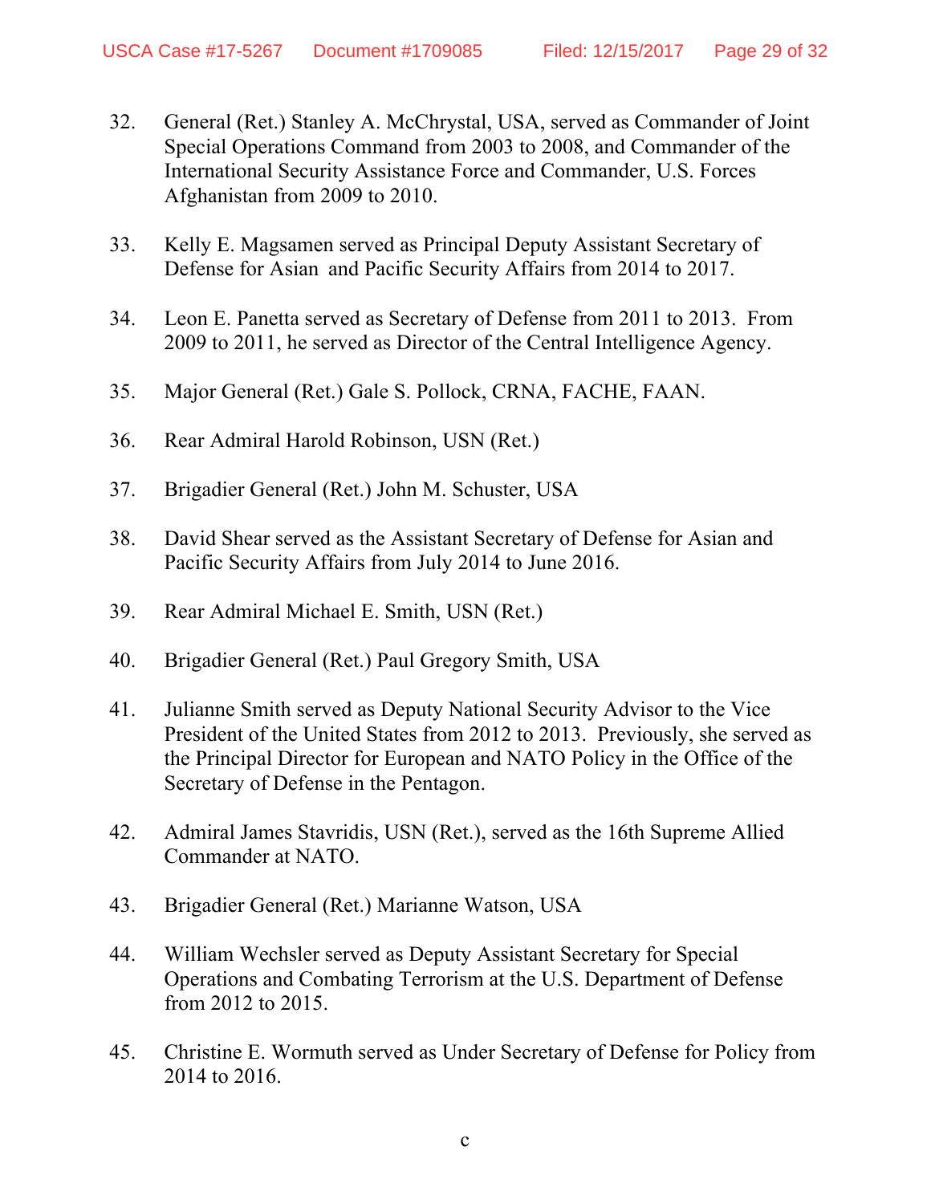32. General (Ret.) Stanley A. McChrystal, USA, served as Commander of Joint Special Operations Command from 2003 to 2008, and Commander of the International Security Assistance Force and Commander, U.S. Forces Afghanistan from 2009 to 2010.

33. Kelly E. Magsamen served as Principal Deputy Assistant Secretary of Defense for Asian and Pacific Security Affairs from 2014 to 2017.

34. Leon E. Panetta served as Secretary of Defense from 2011 to 2013. From 2009 to 2011, he served as Director of the Central Intelligence Agency.

35. Major General (Ret.) Gale S. Pollock, CRNA, FACHE, FAAN.

36. Rear Admiral Harold Robinson, USN (Ret.)

37. Brigadier General (Ret.) John M. Schuster, USA

38. David Shear served as the Assistant Secretary of Defense for Asian and Pacific Security Affairs from July 2014 to June 2016.

39. Rear Admiral Michael E. Smith, USN (Ret.)

40. Brigadier General (Ret.) Paul Gregory Smith, USA

41. Julianne Smith served as Deputy National Security Advisor to the Vice President of the United States from 2012 to 2013. Previously, she served as the Principal Director for European and NATO Policy in the Office of the Secretary of Defense in the Pentagon.

42. Admiral James Stavridis, USN (Ret.), served as the 16th Supreme Allied Commander at NATO.

43. Brigadier General (Ret.) Marianne Watson, USA

44. William Wechsler served as Deputy Assistant Secretary for Special Operations and Combating Terrorism at the U.S. Department of Defense from 2012 to 2015.

45. Christine E. Wormuth served as Under Secretary of Defense for Policy from 2014 to 2016.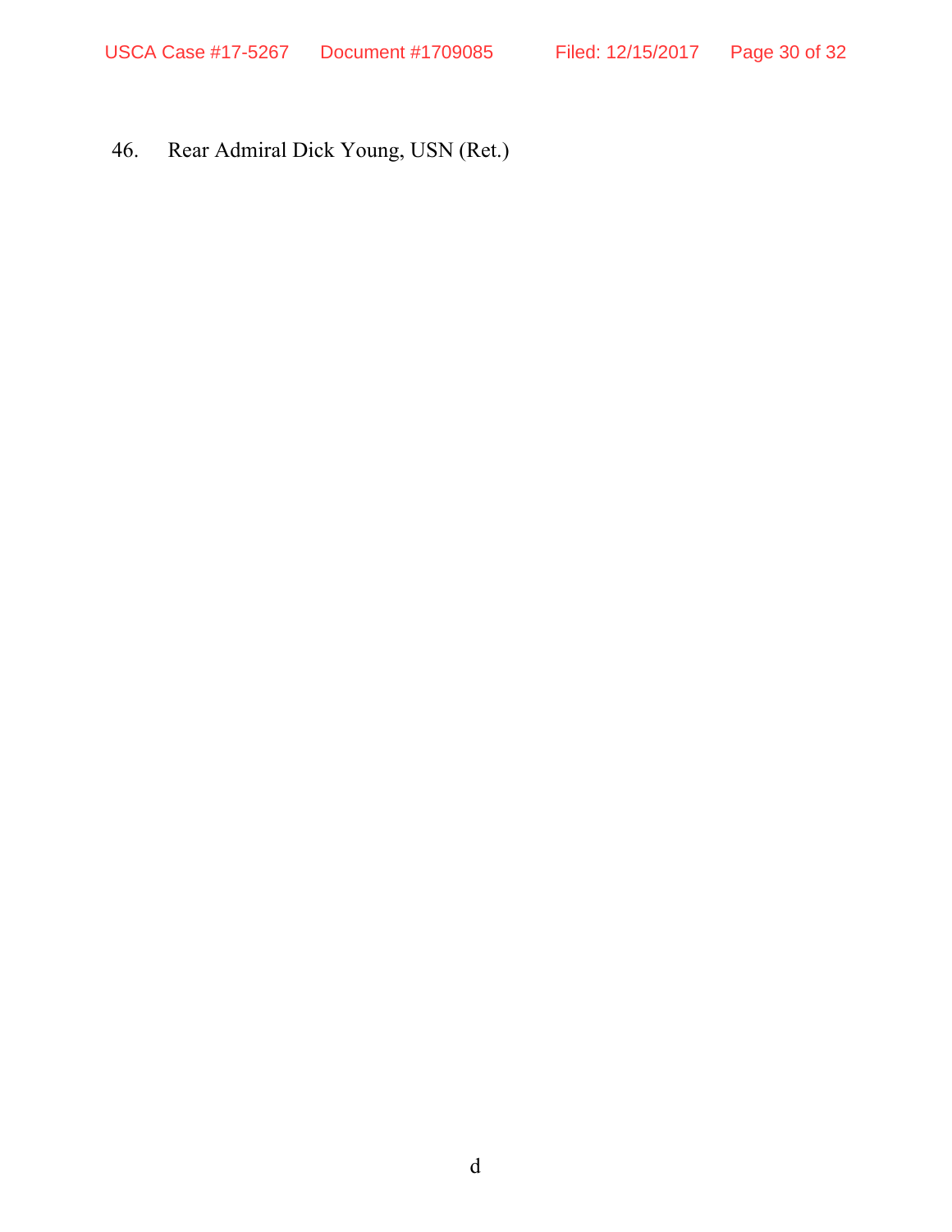46. Rear Admiral Dick Young, USN (Ret.)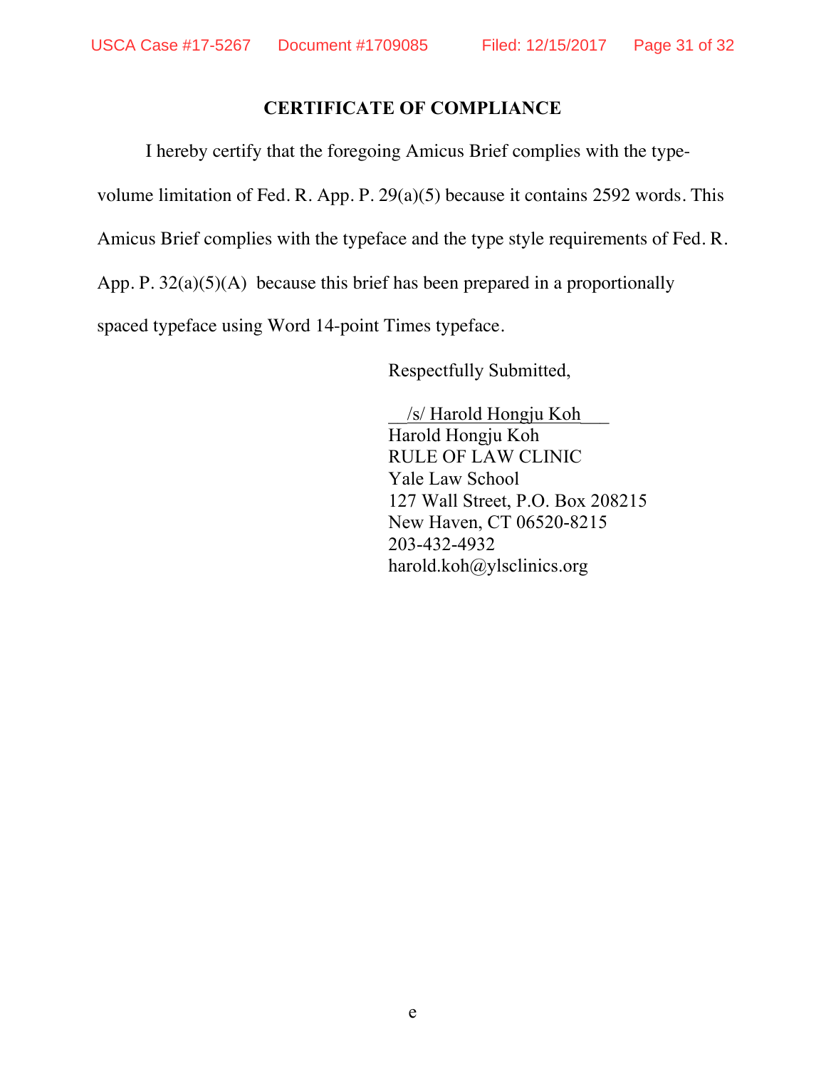**CERTIFICATE OF COMPLIANCE**

I hereby certify that the foregoing Amicus Brief complies with the type-volume limitation of Fed. R. App. P. 29(a)(5) because it contains 2592 words. This Amicus Brief complies with the typeface and the type style requirements of Fed. R. App. P. 32(a)(5)(A) because this brief has been prepared in a proportionally spaced typeface using Word 14-point Times typeface.

Respectfully Submitted,

/s/ Harold Hongju Koh
Harold Hongju Koh
RULE OF LAW CLINIC
Yale Law School
127 Wall Street, P.O. Box 208215
New Haven, CT 06520-8215
203-432-4932
harold.koh@ylsclinics.org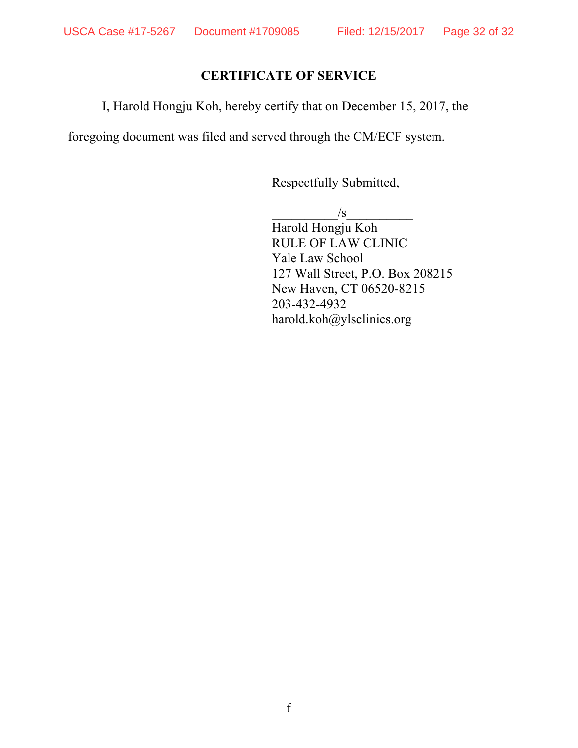## CERTIFICATE OF SERVICE

I, Harold Hongju Koh, hereby certify that on December 15, 2017, the foregoing document was filed and served through the CM/ECF system.

Respectfully Submitted,

__________/s__________
Harold Hongju Koh
RULE OF LAW CLINIC
Yale Law School
127 Wall Street, P.O. Box 208215
New Haven, CT 06520-8215
203-432-4932
harold.koh@ylsclinics.org